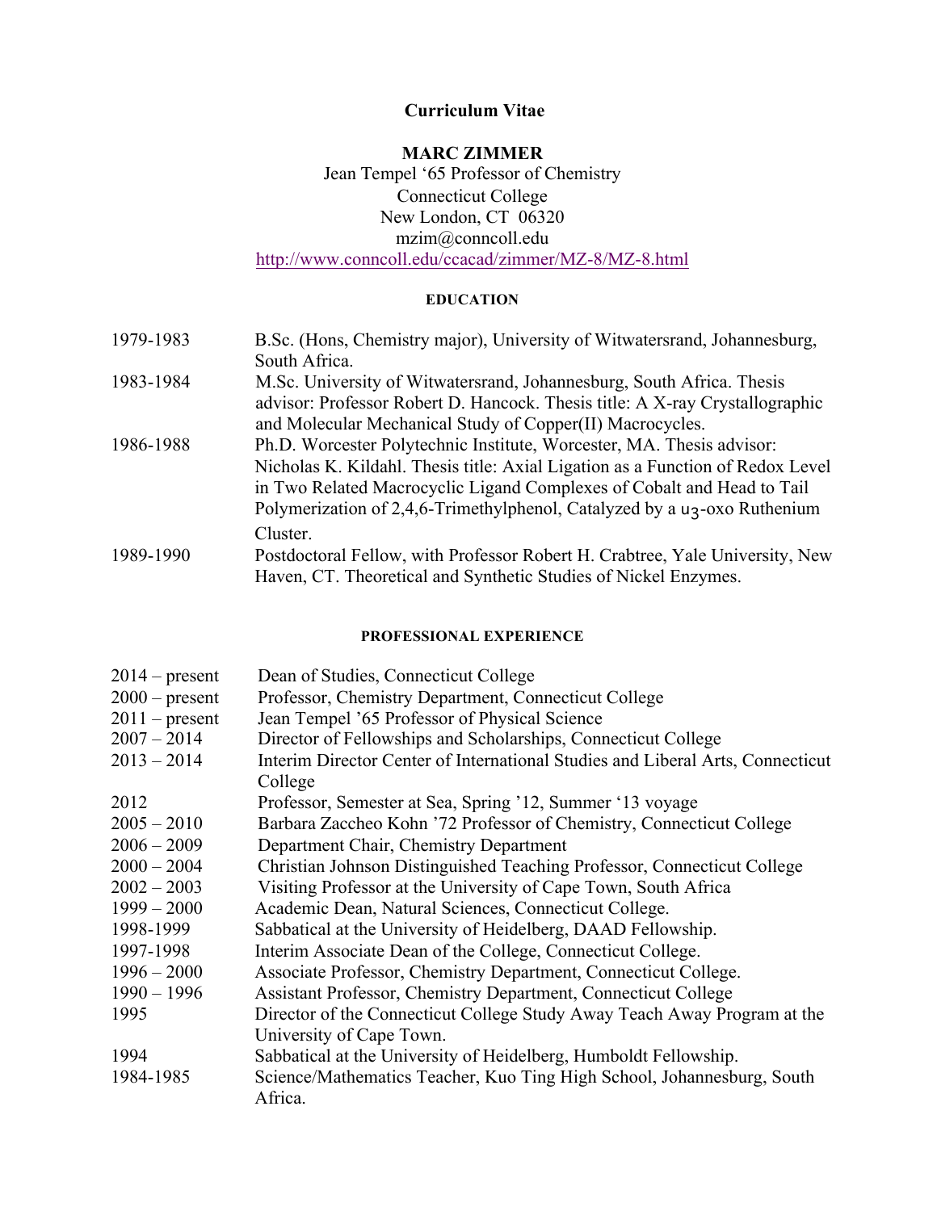# Curriculum Vitae

## MARC ZIMMER

Jean Tempel '65 Professor of Chemistry
Connecticut College
New London, CT 06320
mzim@conncoll.edu
http://www.conncoll.edu/ccacad/zimmer/MZ-8/MZ-8.html

### EDUCATION

| | |
|---|---|
| 1979-1983 | B.Sc. (Hons, Chemistry major), University of Witwatersrand, Johannesburg, South Africa. |
| 1983-1984 | M.Sc. University of Witwatersrand, Johannesburg, South Africa. Thesis advisor: Professor Robert D. Hancock. Thesis title: A X-ray Crystallographic and Molecular Mechanical Study of Copper(II) Macrocycles. |
| 1986-1988 | Ph.D. Worcester Polytechnic Institute, Worcester, MA. Thesis advisor: Nicholas K. Kildahl. Thesis title: Axial Ligation as a Function of Redox Level in Two Related Macrocyclic Ligand Complexes of Cobalt and Head to Tail Polymerization of 2,4,6-Trimethylphenol, Catalyzed by a $\mu_3$-oxo Ruthenium Cluster. |
| 1989-1990 | Postdoctoral Fellow, with Professor Robert H. Crabtree, Yale University, New Haven, CT. Theoretical and Synthetic Studies of Nickel Enzymes. |

### PROFESSIONAL EXPERIENCE

| | |
|---|---|
| 2014 – present | Dean of Studies, Connecticut College |
| 2000 – present | Professor, Chemistry Department, Connecticut College |
| 2011 – present | Jean Tempel '65 Professor of Physical Science |
| 2007 – 2014 | Director of Fellowships and Scholarships, Connecticut College |
| 2013 – 2014 | Interim Director Center of International Studies and Liberal Arts, Connecticut College |
| 2012 | Professor, Semester at Sea, Spring '12, Summer '13 voyage |
| 2005 – 2010 | Barbara Zaccheo Kohn '72 Professor of Chemistry, Connecticut College |
| 2006 – 2009 | Department Chair, Chemistry Department |
| 2000 – 2004 | Christian Johnson Distinguished Teaching Professor, Connecticut College |
| 2002 – 2003 | Visiting Professor at the University of Cape Town, South Africa |
| 1999 – 2000 | Academic Dean, Natural Sciences, Connecticut College. |
| 1998-1999 | Sabbatical at the University of Heidelberg, DAAD Fellowship. |
| 1997-1998 | Interim Associate Dean of the College, Connecticut College. |
| 1996 – 2000 | Associate Professor, Chemistry Department, Connecticut College. |
| 1990 – 1996 | Assistant Professor, Chemistry Department, Connecticut College |
| 1995 | Director of the Connecticut College Study Away Teach Away Program at the University of Cape Town. |
| 1994 | Sabbatical at the University of Heidelberg, Humboldt Fellowship. |
| 1984-1985 | Science/Mathematics Teacher, Kuo Ting High School, Johannesburg, South Africa. |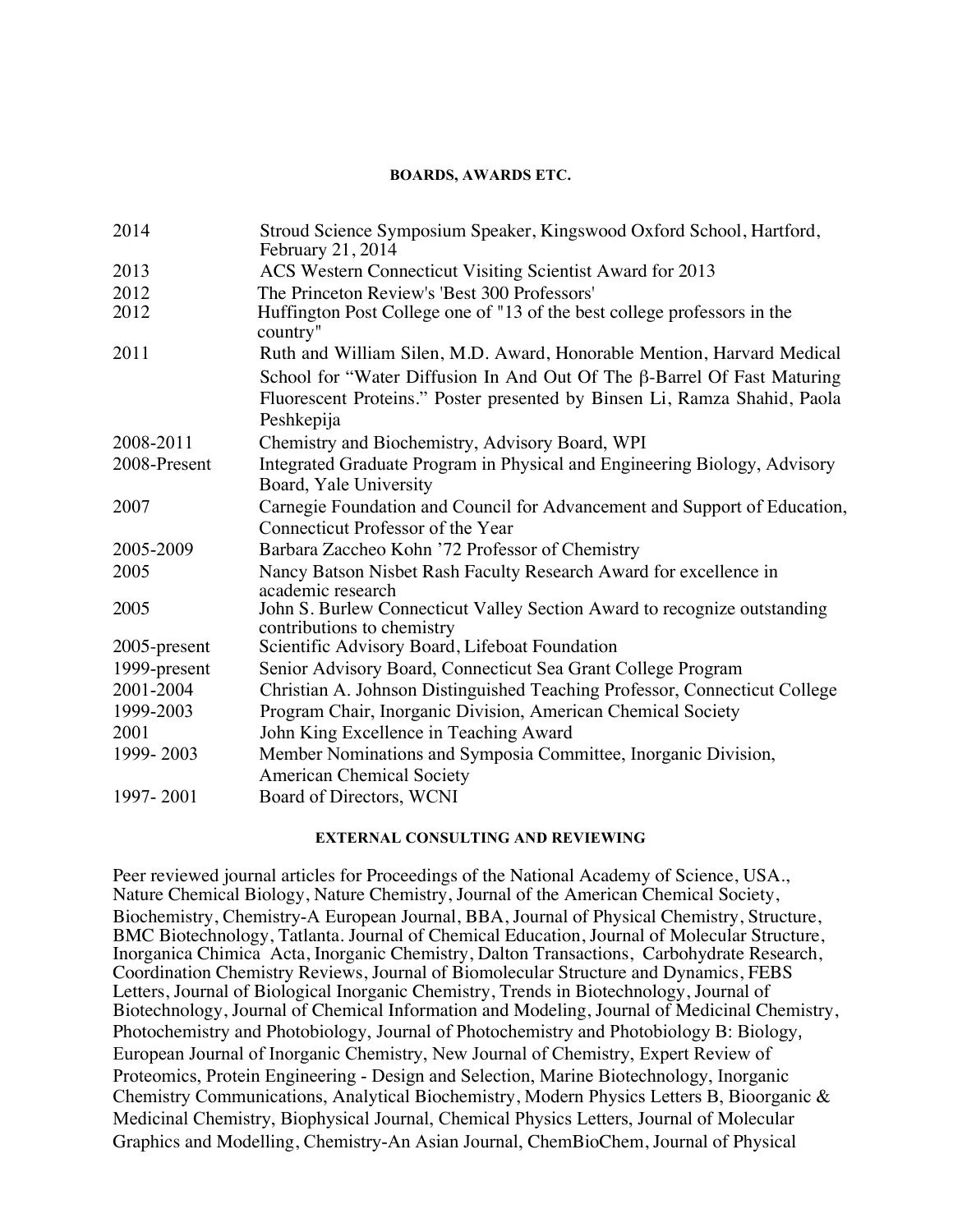## BOARDS, AWARDS ETC.

| | |
|---|---|
| 2014 | Stroud Science Symposium Speaker, Kingswood Oxford School, Hartford, February 21, 2014 |
| 2013 | ACS Western Connecticut Visiting Scientist Award for 2013 |
| 2012 | The Princeton Review's 'Best 300 Professors' |
| 2012 | Huffington Post College one of "13 of the best college professors in the country" |
| 2011 | Ruth and William Silen, M.D. Award, Honorable Mention, Harvard Medical School for "Water Diffusion In And Out Of The β-Barrel Of Fast Maturing Fluorescent Proteins." Poster presented by Binsen Li, Ramza Shahid, Paola Peshkepija |
| 2008-2011 | Chemistry and Biochemistry, Advisory Board, WPI |
| 2008-Present | Integrated Graduate Program in Physical and Engineering Biology, Advisory Board, Yale University |
| 2007 | Carnegie Foundation and Council for Advancement and Support of Education, Connecticut Professor of the Year |
| 2005-2009 | Barbara Zaccheo Kohn '72 Professor of Chemistry |
| 2005 | Nancy Batson Nisbet Rash Faculty Research Award for excellence in academic research |
| 2005 | John S. Burlew Connecticut Valley Section Award to recognize outstanding contributions to chemistry |
| 2005-present | Scientific Advisory Board, Lifeboat Foundation |
| 1999-present | Senior Advisory Board, Connecticut Sea Grant College Program |
| 2001-2004 | Christian A. Johnson Distinguished Teaching Professor, Connecticut College |
| 1999-2003 | Program Chair, Inorganic Division, American Chemical Society |
| 2001 | John King Excellence in Teaching Award |
| 1999- 2003 | Member Nominations and Symposia Committee, Inorganic Division, American Chemical Society |
| 1997- 2001 | Board of Directors, WCNI |

## EXTERNAL CONSULTING AND REVIEWING

Peer reviewed journal articles for Proceedings of the National Academy of Science, USA., Nature Chemical Biology, Nature Chemistry, Journal of the American Chemical Society, Biochemistry, Chemistry-A European Journal, BBA, Journal of Physical Chemistry, Structure, BMC Biotechnology, Tatlanta. Journal of Chemical Education, Journal of Molecular Structure, Inorganica Chimica Acta, Inorganic Chemistry, Dalton Transactions, Carbohydrate Research, Coordination Chemistry Reviews, Journal of Biomolecular Structure and Dynamics, FEBS Letters, Journal of Biological Inorganic Chemistry, Trends in Biotechnology, Journal of Biotechnology, Journal of Chemical Information and Modeling, Journal of Medicinal Chemistry, Photochemistry and Photobiology, Journal of Photochemistry and Photobiology B: Biology, European Journal of Inorganic Chemistry, New Journal of Chemistry, Expert Review of Proteomics, Protein Engineering - Design and Selection, Marine Biotechnology, Inorganic Chemistry Communications, Analytical Biochemistry, Modern Physics Letters B, Bioorganic & Medicinal Chemistry, Biophysical Journal, Chemical Physics Letters, Journal of Molecular Graphics and Modelling, Chemistry-An Asian Journal, ChemBioChem, Journal of Physical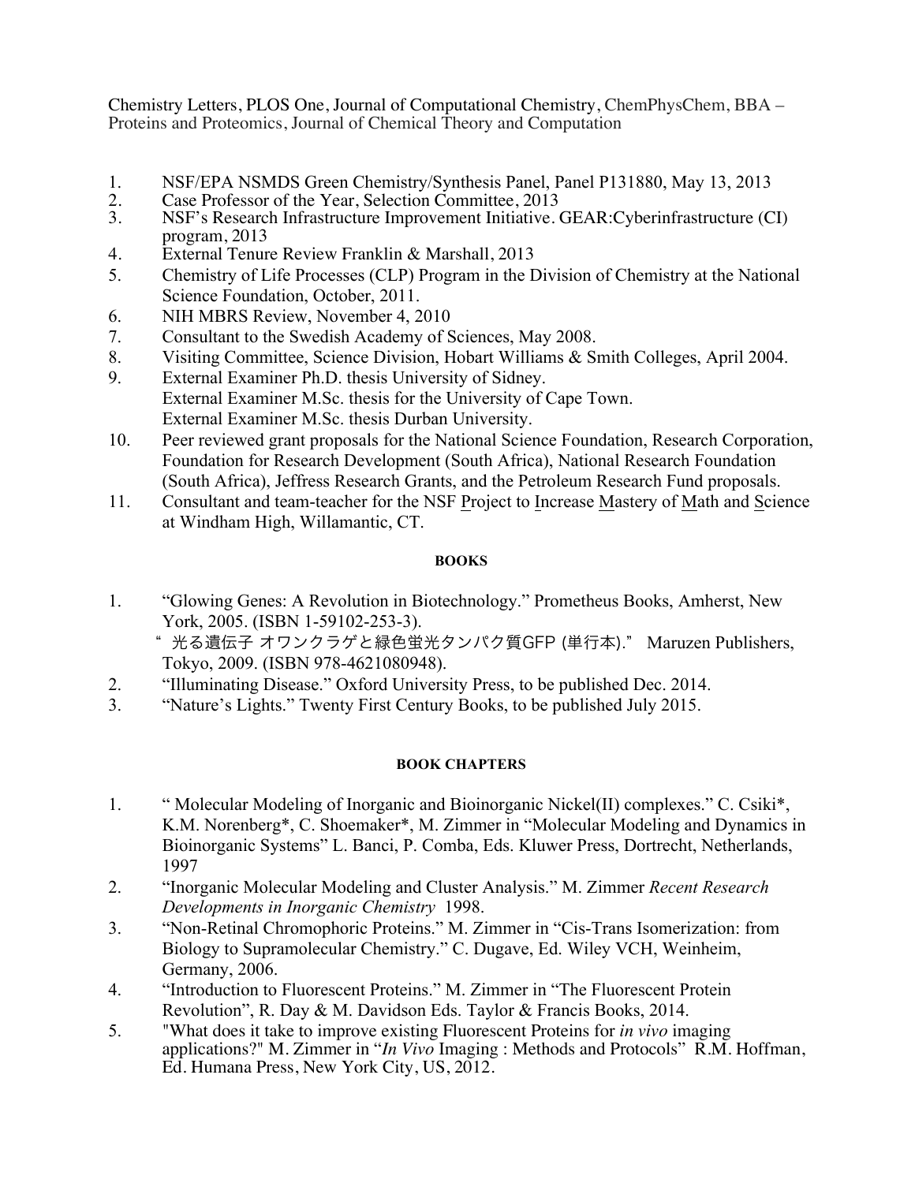Chemistry Letters, PLOS One, Journal of Computational Chemistry, ChemPhysChem, BBA – Proteins and Proteomics, Journal of Chemical Theory and Computation

1. NSF/EPA NSMDS Green Chemistry/Synthesis Panel, Panel P131880, May 13, 2013
2. Case Professor of the Year, Selection Committee, 2013
3. NSF's Research Infrastructure Improvement Initiative. GEAR:Cyberinfrastructure (CI) program, 2013
4. External Tenure Review Franklin & Marshall, 2013
5. Chemistry of Life Processes (CLP) Program in the Division of Chemistry at the National Science Foundation, October, 2011.
6. NIH MBRS Review, November 4, 2010
7. Consultant to the Swedish Academy of Sciences, May 2008.
8. Visiting Committee, Science Division, Hobart Williams & Smith Colleges, April 2004.
9. External Examiner Ph.D. thesis University of Sidney.
   External Examiner M.Sc. thesis for the University of Cape Town.
   External Examiner M.Sc. thesis Durban University.
10. Peer reviewed grant proposals for the National Science Foundation, Research Corporation, Foundation for Research Development (South Africa), National Research Foundation (South Africa), Jeffress Research Grants, and the Petroleum Research Fund proposals.
11. Consultant and team-teacher for the NSF <u>P</u>roject to <u>I</u>ncrease <u>M</u>astery of <u>M</u>ath and <u>S</u>cience at Windham High, Willamantic, CT.

**BOOKS**

1. "Glowing Genes: A Revolution in Biotechnology." Prometheus Books, Amherst, New York, 2005. (ISBN 1-59102-253-3).
   " 光る遺伝子 オワンクラゲと緑色蛍光タンパク質GFP (単行本)." Maruzen Publishers, Tokyo, 2009. (ISBN 978-4621080948).
2. "Illuminating Disease." Oxford University Press, to be published Dec. 2014.
3. "Nature's Lights." Twenty First Century Books, to be published July 2015.

**BOOK CHAPTERS**

1. " Molecular Modeling of Inorganic and Bioinorganic Nickel(II) complexes." C. Csiki*, K.M. Norenberg*, C. Shoemaker*, M. Zimmer in "Molecular Modeling and Dynamics in Bioinorganic Systems" L. Banci, P. Comba, Eds. Kluwer Press, Dortrecht, Netherlands, 1997
2. "Inorganic Molecular Modeling and Cluster Analysis." M. Zimmer *Recent Research Developments in Inorganic Chemistry* 1998.
3. "Non-Retinal Chromophoric Proteins." M. Zimmer in "Cis-Trans Isomerization: from Biology to Supramolecular Chemistry." C. Dugave, Ed. Wiley VCH, Weinheim, Germany, 2006.
4. "Introduction to Fluorescent Proteins." M. Zimmer in "The Fluorescent Protein Revolution", R. Day & M. Davidson Eds. Taylor & Francis Books, 2014.
5. "What does it take to improve existing Fluorescent Proteins for *in vivo* imaging applications?" M. Zimmer in "*In Vivo* Imaging : Methods and Protocols" R.M. Hoffman, Ed. Humana Press, New York City, US, 2012.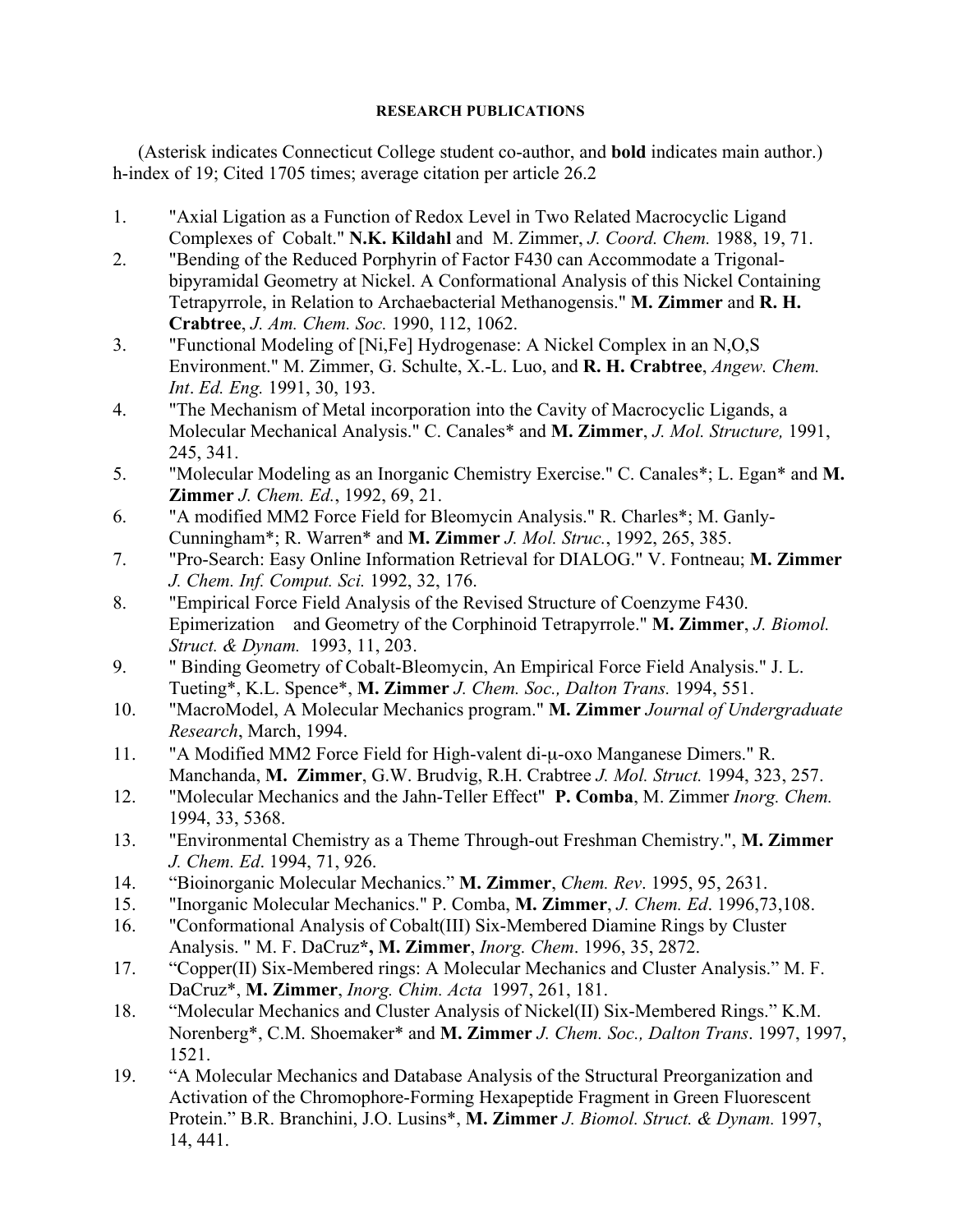#### RESEARCH PUBLICATIONS

(Asterisk indicates Connecticut College student co-author, and **bold** indicates main author.) h-index of 19; Cited 1705 times; average citation per article 26.2

1. "Axial Ligation as a Function of Redox Level in Two Related Macrocyclic Ligand Complexes of Cobalt." **N.K. Kildahl** and M. Zimmer, *J. Coord. Chem.* 1988, 19, 71.
2. "Bending of the Reduced Porphyrin of Factor F430 can Accommodate a Trigonal-bipyramidal Geometry at Nickel. A Conformational Analysis of this Nickel Containing Tetrapyrrole, in Relation to Archaebacterial Methanogensis." **M. Zimmer** and **R. H. Crabtree**, *J. Am. Chem. Soc.* 1990, 112, 1062.
3. "Functional Modeling of [Ni,Fe] Hydrogenase: A Nickel Complex in an N,O,S Environment." M. Zimmer, G. Schulte, X.-L. Luo, and **R. H. Crabtree**, *Angew. Chem. Int. Ed. Eng.* 1991, 30, 193.
4. "The Mechanism of Metal incorporation into the Cavity of Macrocyclic Ligands, a Molecular Mechanical Analysis." C. Canales* and **M. Zimmer**, *J. Mol. Structure,* 1991, 245, 341.
5. "Molecular Modeling as an Inorganic Chemistry Exercise." C. Canales*; L. Egan* and **M. Zimmer** *J. Chem. Ed.*, 1992, 69, 21.
6. "A modified MM2 Force Field for Bleomycin Analysis." R. Charles*; M. Ganly-Cunningham*; R. Warren* and **M. Zimmer** *J. Mol. Struc.*, 1992, 265, 385.
7. "Pro-Search: Easy Online Information Retrieval for DIALOG." V. Fontneau; **M. Zimmer** *J. Chem. Inf. Comput. Sci.* 1992, 32, 176.
8. "Empirical Force Field Analysis of the Revised Structure of Coenzyme F430. Epimerization and Geometry of the Corphinoid Tetrapyrrole." **M. Zimmer**, *J. Biomol. Struct. & Dynam.* 1993, 11, 203.
9. " Binding Geometry of Cobalt-Bleomycin, An Empirical Force Field Analysis." J. L. Tueting*, K.L. Spence*, **M. Zimmer** *J. Chem. Soc., Dalton Trans.* 1994, 551.
10. "MacroModel, A Molecular Mechanics program." **M. Zimmer** *Journal of Undergraduate Research*, March, 1994.
11. "A Modified MM2 Force Field for High-valent di-μ-oxo Manganese Dimers." R. Manchanda, **M. Zimmer**, G.W. Brudvig, R.H. Crabtree *J. Mol. Struct.* 1994, 323, 257.
12. "Molecular Mechanics and the Jahn-Teller Effect" **P. Comba**, M. Zimmer *Inorg. Chem.* 1994, 33, 5368.
13. "Environmental Chemistry as a Theme Through-out Freshman Chemistry.", **M. Zimmer** *J. Chem. Ed*. 1994, 71, 926.
14. "Bioinorganic Molecular Mechanics." **M. Zimmer**, *Chem. Rev*. 1995, 95, 2631.
15. "Inorganic Molecular Mechanics." P. Comba, **M. Zimmer**, *J. Chem. Ed*. 1996,73,108.
16. "Conformational Analysis of Cobalt(III) Six-Membered Diamine Rings by Cluster Analysis. " M. F. DaCruz***, M. Zimmer**, *Inorg. Chem*. 1996, 35, 2872.
17. "Copper(II) Six-Membered rings: A Molecular Mechanics and Cluster Analysis." M. F. DaCruz*, **M. Zimmer**, *Inorg. Chim. Acta* 1997, 261, 181.
18. "Molecular Mechanics and Cluster Analysis of Nickel(II) Six-Membered Rings." K.M. Norenberg*, C.M. Shoemaker* and **M. Zimmer** *J. Chem. Soc., Dalton Trans*. 1997, 1997, 1521.
19. "A Molecular Mechanics and Database Analysis of the Structural Preorganization and Activation of the Chromophore-Forming Hexapeptide Fragment in Green Fluorescent Protein." B.R. Branchini, J.O. Lusins*, **M. Zimmer** *J. Biomol. Struct. & Dynam.* 1997, 14, 441.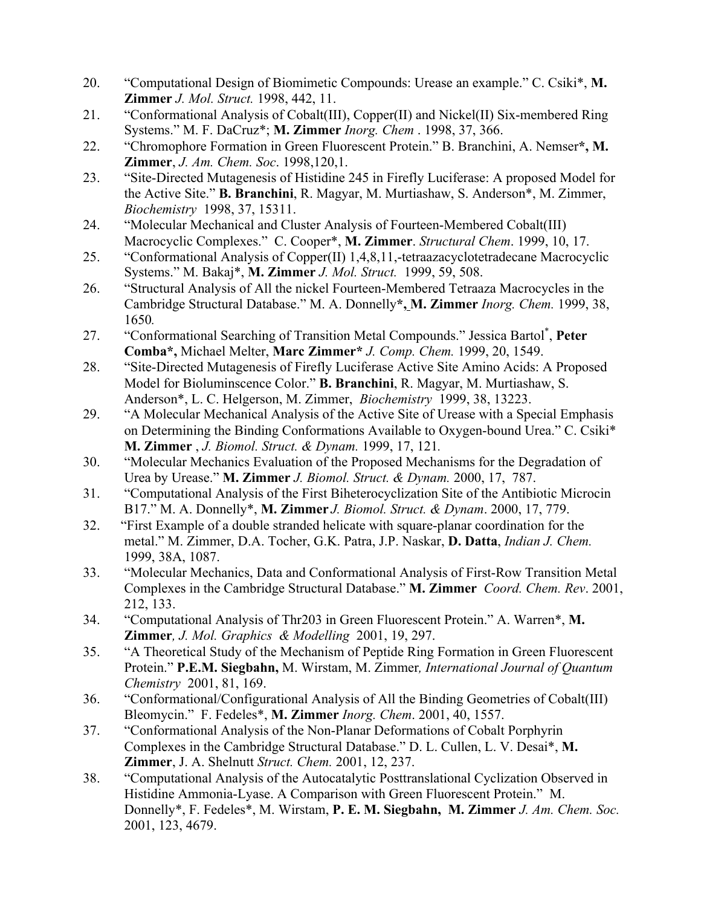20. "Computational Design of Biomimetic Compounds: Urease an example." C. Csiki*, **M. Zimmer** *J. Mol. Struct.* 1998, 442, 11.
21. "Conformational Analysis of Cobalt(III), Copper(II) and Nickel(II) Six-membered Ring Systems." M. F. DaCruz*; **M. Zimmer** *Inorg. Chem* . 1998, 37, 366.
22. "Chromophore Formation in Green Fluorescent Protein." B. Branchini, A. Nemser**\*, M. Zimmer**, *J. Am. Chem. Soc*. 1998,120,1.
23. "Site-Directed Mutagenesis of Histidine 245 in Firefly Luciferase: A proposed Model for the Active Site." **B. Branchini**, R. Magyar, M. Murtiashaw, S. Anderson*, M. Zimmer, *Biochemistry* 1998, 37, 15311.
24. "Molecular Mechanical and Cluster Analysis of Fourteen-Membered Cobalt(III) Macrocyclic Complexes." C. Cooper*, **M. Zimmer**. *Structural Chem*. 1999, 10, 17.
25. "Conformational Analysis of Copper(II) 1,4,8,11,-tetraazacyclotetradecane Macrocyclic Systems." M. Bakaj*, **M. Zimmer** *J. Mol. Struct.* 1999, 59, 508.
26. "Structural Analysis of All the nickel Fourteen-Membered Tetraaza Macrocycles in the Cambridge Structural Database." M. A. Donnelly**\*, M. Zimmer** *Inorg. Chem.* 1999, 38, 1650*.*
27. "Conformational Searching of Transition Metal Compounds." Jessica Bartol[*], **Peter Comba\*,** Michael Melter, **Marc Zimmer\*** *J. Comp. Chem.* 1999, 20, 1549.
28. "Site-Directed Mutagenesis of Firefly Luciferase Active Site Amino Acids: A Proposed Model for Bioluminscence Color." **B. Branchini**, R. Magyar, M. Murtiashaw, S. Anderson*, L. C. Helgerson, M. Zimmer, *Biochemistry* 1999, 38, 13223.
29. "A Molecular Mechanical Analysis of the Active Site of Urease with a Special Emphasis on Determining the Binding Conformations Available to Oxygen-bound Urea." C. Csiki* **M. Zimmer** , *J. Biomol. Struct. & Dynam.* 1999, 17, 121*.*
30. "Molecular Mechanics Evaluation of the Proposed Mechanisms for the Degradation of Urea by Urease." **M. Zimmer** *J. Biomol. Struct. & Dynam.* 2000, 17, 787.
31. "Computational Analysis of the First Biheterocyclization Site of the Antibiotic Microcin B17." M. A. Donnelly*, **M. Zimmer** *J. Biomol. Struct. & Dynam*. 2000, 17, 779.
32. "First Example of a double stranded helicate with square-planar coordination for the metal." M. Zimmer, D.A. Tocher, G.K. Patra, J.P. Naskar, **D. Datta**, *Indian J. Chem.* 1999, 38A, 1087.
33. "Molecular Mechanics, Data and Conformational Analysis of First-Row Transition Metal Complexes in the Cambridge Structural Database." **M. Zimmer** *Coord. Chem. Rev*. 2001, 212, 133.
34. "Computational Analysis of Thr203 in Green Fluorescent Protein." A. Warren*, **M. Zimmer***, J. Mol. Graphics & Modelling* 2001, 19, 297.
35. "A Theoretical Study of the Mechanism of Peptide Ring Formation in Green Fluorescent Protein." **P.E.M. Siegbahn,** M. Wirstam, M. Zimmer*, International Journal of Quantum Chemistry* 2001, 81, 169.
36. "Conformational/Configurational Analysis of All the Binding Geometries of Cobalt(III) Bleomycin." F. Fedeles*, **M. Zimmer** *Inorg. Chem*. 2001, 40, 1557.
37. "Conformational Analysis of the Non-Planar Deformations of Cobalt Porphyrin Complexes in the Cambridge Structural Database." D. L. Cullen, L. V. Desai*, **M. Zimmer**, J. A. Shelnutt *Struct. Chem.* 2001, 12, 237.
38. "Computational Analysis of the Autocatalytic Posttranslational Cyclization Observed in Histidine Ammonia-Lyase. A Comparison with Green Fluorescent Protein." M. Donnelly*, F. Fedeles*, M. Wirstam, **P. E. M. Siegbahn, M. Zimmer** *J. Am. Chem. Soc.* 2001, 123, 4679.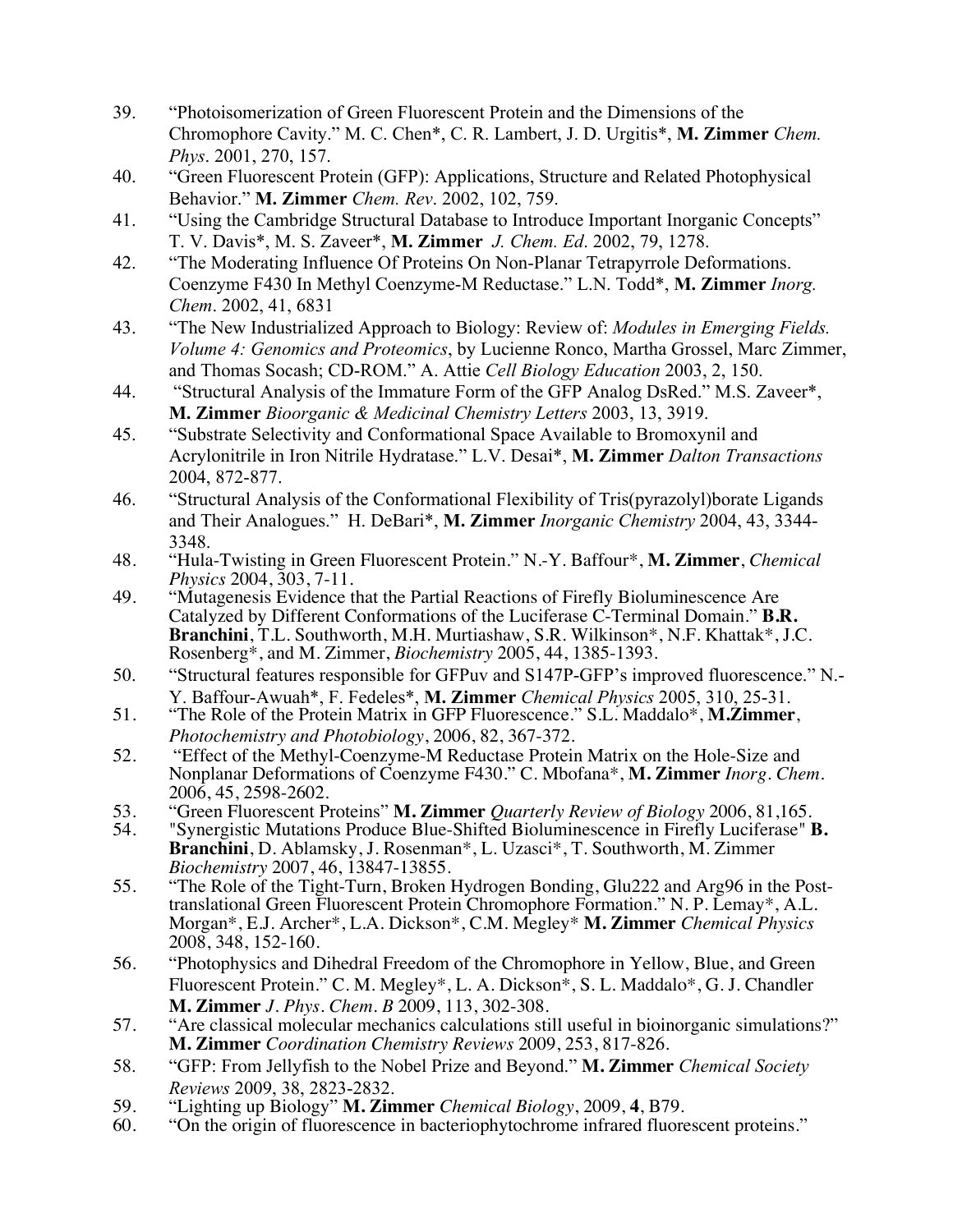39. "Photoisomerization of Green Fluorescent Protein and the Dimensions of the Chromophore Cavity." M. C. Chen*, C. R. Lambert, J. D. Urgitis*, **M. Zimmer** *Chem. Phys*. 2001, 270, 157.
40. "Green Fluorescent Protein (GFP): Applications, Structure and Related Photophysical Behavior." **M. Zimmer** *Chem. Rev*. 2002, 102, 759.
41. "Using the Cambridge Structural Database to Introduce Important Inorganic Concepts" T. V. Davis*, M. S. Zaveer*, **M. Zimmer** *J. Chem. Ed*. 2002, 79, 1278.
42. "The Moderating Influence Of Proteins On Non-Planar Tetrapyrrole Deformations. Coenzyme F430 In Methyl Coenzyme-M Reductase." L.N. Todd*, **M. Zimmer** *Inorg. Chem*. 2002, 41, 6831
43. "The New Industrialized Approach to Biology: Review of: *Modules in Emerging Fields. Volume 4: Genomics and Proteomics*, by Lucienne Ronco, Martha Grossel, Marc Zimmer, and Thomas Socash; CD-ROM." A. Attie *Cell Biology Education* 2003, 2, 150.
44. "Structural Analysis of the Immature Form of the GFP Analog DsRed." M.S. Zaveer*, **M. Zimmer** *Bioorganic & Medicinal Chemistry Letters* 2003, 13, 3919.
45. "Substrate Selectivity and Conformational Space Available to Bromoxynil and Acrylonitrile in Iron Nitrile Hydratase." L.V. Desai*, **M. Zimmer** *Dalton Transactions* 2004, 872-877.
46. "Structural Analysis of the Conformational Flexibility of Tris(pyrazolyl)borate Ligands and Their Analogues." H. DeBari*, **M. Zimmer** *Inorganic Chemistry* 2004, 43, 3344-3348.
48. "Hula-Twisting in Green Fluorescent Protein." N.-Y. Baffour*, **M. Zimmer**, *Chemical Physics* 2004, 303, 7-11.
49. "Mutagenesis Evidence that the Partial Reactions of Firefly Bioluminescence Are Catalyzed by Different Conformations of the Luciferase C-Terminal Domain." **B.R. Branchini**, T.L. Southworth, M.H. Murtiashaw, S.R. Wilkinson*, N.F. Khattak*, J.C. Rosenberg*, and M. Zimmer, *Biochemistry* 2005, 44, 1385-1393.
50. "Structural features responsible for GFPuv and S147P-GFP's improved fluorescence." N.-Y. Baffour-Awuah*, F. Fedeles*, **M. Zimmer** *Chemical Physics* 2005, 310, 25-31.
51. "The Role of the Protein Matrix in GFP Fluorescence." S.L. Maddalo*, **M.Zimmer**, *Photochemistry and Photobiology*, 2006, 82, 367-372.
52. "Effect of the Methyl-Coenzyme-M Reductase Protein Matrix on the Hole-Size and Nonplanar Deformations of Coenzyme F430." C. Mbofana*, **M. Zimmer** *Inorg. Chem*. 2006, 45, 2598-2602.
53. "Green Fluorescent Proteins" **M. Zimmer** *Quarterly Review of Biology* 2006, 81,165.
54. "Synergistic Mutations Produce Blue-Shifted Bioluminescence in Firefly Luciferase" **B. Branchini**, D. Ablamsky, J. Rosenman*, L. Uzasci*, T. Southworth, M. Zimmer *Biochemistry* 2007, 46, 13847-13855.
55. "The Role of the Tight-Turn, Broken Hydrogen Bonding, Glu222 and Arg96 in the Post-translational Green Fluorescent Protein Chromophore Formation." N. P. Lemay*, A.L. Morgan*, E.J. Archer*, L.A. Dickson*, C.M. Megley* **M. Zimmer** *Chemical Physics* 2008, 348, 152-160.
56. "Photophysics and Dihedral Freedom of the Chromophore in Yellow, Blue, and Green Fluorescent Protein." C. M. Megley*, L. A. Dickson*, S. L. Maddalo*, G. J. Chandler **M. Zimmer** *J. Phys. Chem. B* 2009, 113, 302-308.
57. "Are classical molecular mechanics calculations still useful in bioinorganic simulations?" **M. Zimmer** *Coordination Chemistry Reviews* 2009, 253, 817-826.
58. "GFP: From Jellyfish to the Nobel Prize and Beyond." **M. Zimmer** *Chemical Society Reviews* 2009, 38, 2823-2832.
59. "Lighting up Biology" **M. Zimmer** *Chemical Biology*, 2009, **4**, B79.
60. "On the origin of fluorescence in bacteriophytochrome infrared fluorescent proteins."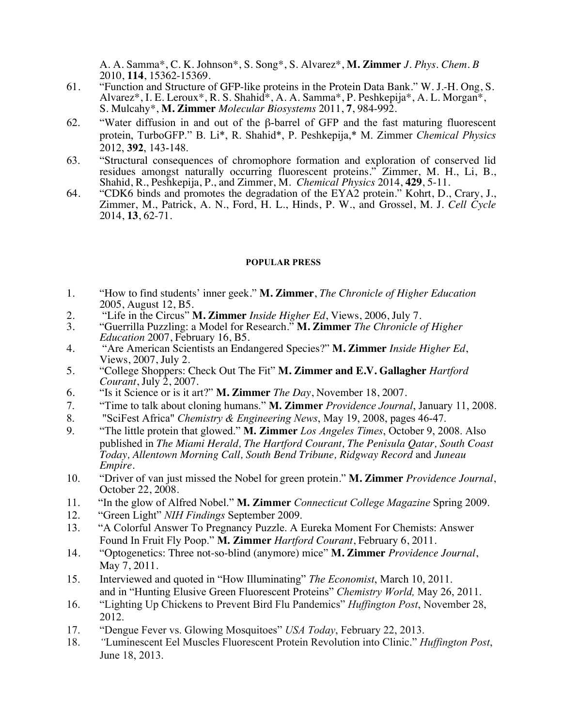A. A. Samma*, C. K. Johnson*, S. Song*, S. Alvarez*, **M. Zimmer** *J. Phys. Chem. B* 2010, **114**, 15362-15369.

61. "Function and Structure of GFP-like proteins in the Protein Data Bank." W. J.-H. Ong, S. Alvarez*, I. E. Leroux*, R. S. Shahid*, A. A. Samma*, P. Peshkepija*, A. L. Morgan*, S. Mulcahy*, **M. Zimmer** *Molecular Biosystems* 2011, **7**, 984-992.
62. "Water diffusion in and out of the β-barrel of GFP and the fast maturing fluorescent protein, TurboGFP." B. Li*, R. Shahid*, P. Peshkepija,* M. Zimmer *Chemical Physics* 2012, **392**, 143-148.
63. "Structural consequences of chromophore formation and exploration of conserved lid residues amongst naturally occurring fluorescent proteins." Zimmer, M. H., Li, B., Shahid, R., Peshkepija, P., and Zimmer, M. *Chemical Physics* 2014, **429**, 5-11.
64. "CDK6 binds and promotes the degradation of the EYA2 protein." Kohrt, D., Crary, J., Zimmer, M., Patrick, A. N., Ford, H. L., Hinds, P. W., and Grossel, M. J. *Cell Cycle* 2014, **13**, 62-71.

## POPULAR PRESS

1. "How to find students' inner geek." **M. Zimmer**, *The Chronicle of Higher Education* 2005, August 12, B5.
2. "Life in the Circus" **M. Zimmer** *Inside Higher Ed*, Views, 2006, July 7.
3. "Guerrilla Puzzling: a Model for Research." **M. Zimmer** *The Chronicle of Higher Education* 2007, February 16, B5.
4. "Are American Scientists an Endangered Species?" **M. Zimmer** *Inside Higher Ed*, Views, 2007, July 2.
5. "College Shoppers: Check Out The Fit" **M. Zimmer and E.V. Gallagher** *Hartford Courant*, July 2, 2007.
6. "Is it Science or is it art?" **M. Zimmer** *The Day*, November 18, 2007.
7. "Time to talk about cloning humans." **M. Zimmer** *Providence Journal*, January 11, 2008.
8. "SciFest Africa" *Chemistry & Engineering News*, May 19, 2008, pages 46-47.
9. "The little protein that glowed." **M. Zimmer** *Los Angeles Times*, October 9, 2008. Also published in *The Miami Herald, The Hartford Courant, The Penisula Qatar, South Coast Today, Allentown Morning Call, South Bend Tribune, Ridgway Record* and *Juneau Empire*.
10. "Driver of van just missed the Nobel for green protein." **M. Zimmer** *Providence Journal*, October 22, 2008.
11. "In the glow of Alfred Nobel." **M. Zimmer** *Connecticut College Magazine* Spring 2009.
12. "Green Light" *NIH Findings* September 2009.
13. "A Colorful Answer To Pregnancy Puzzle. A Eureka Moment For Chemists: Answer Found In Fruit Fly Poop." **M. Zimmer** *Hartford Courant*, February 6, 2011.
14. "Optogenetics: Three not-so-blind (anymore) mice" **M. Zimmer** *Providence Journal*, May 7, 2011.
15. Interviewed and quoted in "How Illuminating" *The Economist*, March 10, 2011. and in "Hunting Elusive Green Fluorescent Proteins" *Chemistry World,* May 26, 2011.
16. "Lighting Up Chickens to Prevent Bird Flu Pandemics" *Huffington Post*, November 28, 2012.
17. "Dengue Fever vs. Glowing Mosquitoes" *USA Today*, February 22, 2013.
18. "Luminescent Eel Muscles Fluorescent Protein Revolution into Clinic." *Huffington Post*, June 18, 2013.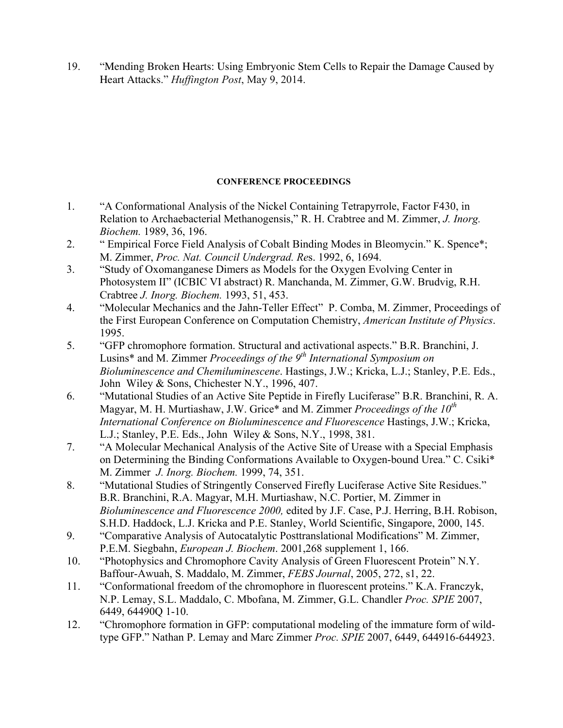19. "Mending Broken Hearts: Using Embryonic Stem Cells to Repair the Damage Caused by Heart Attacks." *Huffington Post*, May 9, 2014.

#### CONFERENCE PROCEEDINGS

1. "A Conformational Analysis of the Nickel Containing Tetrapyrrole, Factor F430, in Relation to Archaebacterial Methanogensis," R. H. Crabtree and M. Zimmer, *J. Inorg. Biochem.* 1989, 36, 196.
2. " Empirical Force Field Analysis of Cobalt Binding Modes in Bleomycin." K. Spence*; M. Zimmer, *Proc. Nat. Council Undergrad. Re*s. 1992, 6, 1694.
3. "Study of Oxomanganese Dimers as Models for the Oxygen Evolving Center in Photosystem II" (ICBIC VI abstract) R. Manchanda, M. Zimmer, G.W. Brudvig, R.H. Crabtree *J. Inorg. Biochem.* 1993, 51, 453.
4. "Molecular Mechanics and the Jahn-Teller Effect" P. Comba, M. Zimmer, Proceedings of the First European Conference on Computation Chemistry, *American Institute of Physics*. 1995.
5. "GFP chromophore formation. Structural and activational aspects." B.R. Branchini, J. Lusins* and M. Zimmer *Proceedings of the 9th International Symposium on Bioluminescence and Chemiluminescene*. Hastings, J.W.; Kricka, L.J.; Stanley, P.E. Eds., John Wiley & Sons, Chichester N.Y., 1996, 407.
6. "Mutational Studies of an Active Site Peptide in Firefly Luciferase" B.R. Branchini, R. A. Magyar, M. H. Murtiashaw, J.W. Grice* and M. Zimmer *Proceedings of the 10th International Conference on Bioluminescence and Fluorescence* Hastings, J.W.; Kricka, L.J.; Stanley, P.E. Eds., John Wiley & Sons, N.Y., 1998, 381.
7. "A Molecular Mechanical Analysis of the Active Site of Urease with a Special Emphasis on Determining the Binding Conformations Available to Oxygen-bound Urea." C. Csiki* M. Zimmer *J. Inorg. Biochem.* 1999, 74, 351.
8. "Mutational Studies of Stringently Conserved Firefly Luciferase Active Site Residues." B.R. Branchini, R.A. Magyar, M.H. Murtiashaw, N.C. Portier, M. Zimmer in *Bioluminescence and Fluorescence 2000,* edited by J.F. Case, P.J. Herring, B.H. Robison, S.H.D. Haddock, L.J. Kricka and P.E. Stanley, World Scientific, Singapore, 2000, 145.
9. "Comparative Analysis of Autocatalytic Posttranslational Modifications" M. Zimmer, P.E.M. Siegbahn, *European J. Biochem*. 2001,268 supplement 1, 166.
10. "Photophysics and Chromophore Cavity Analysis of Green Fluorescent Protein" N.Y. Baffour-Awuah, S. Maddalo, M. Zimmer, *FEBS Journal*, 2005, 272, s1, 22.
11. "Conformational freedom of the chromophore in fluorescent proteins." K.A. Franczyk, N.P. Lemay, S.L. Maddalo, C. Mbofana, M. Zimmer, G.L. Chandler *Proc. SPIE* 2007, 6449, 64490Q 1-10.
12. "Chromophore formation in GFP: computational modeling of the immature form of wild-type GFP." Nathan P. Lemay and Marc Zimmer *Proc. SPIE* 2007, 6449, 644916-644923.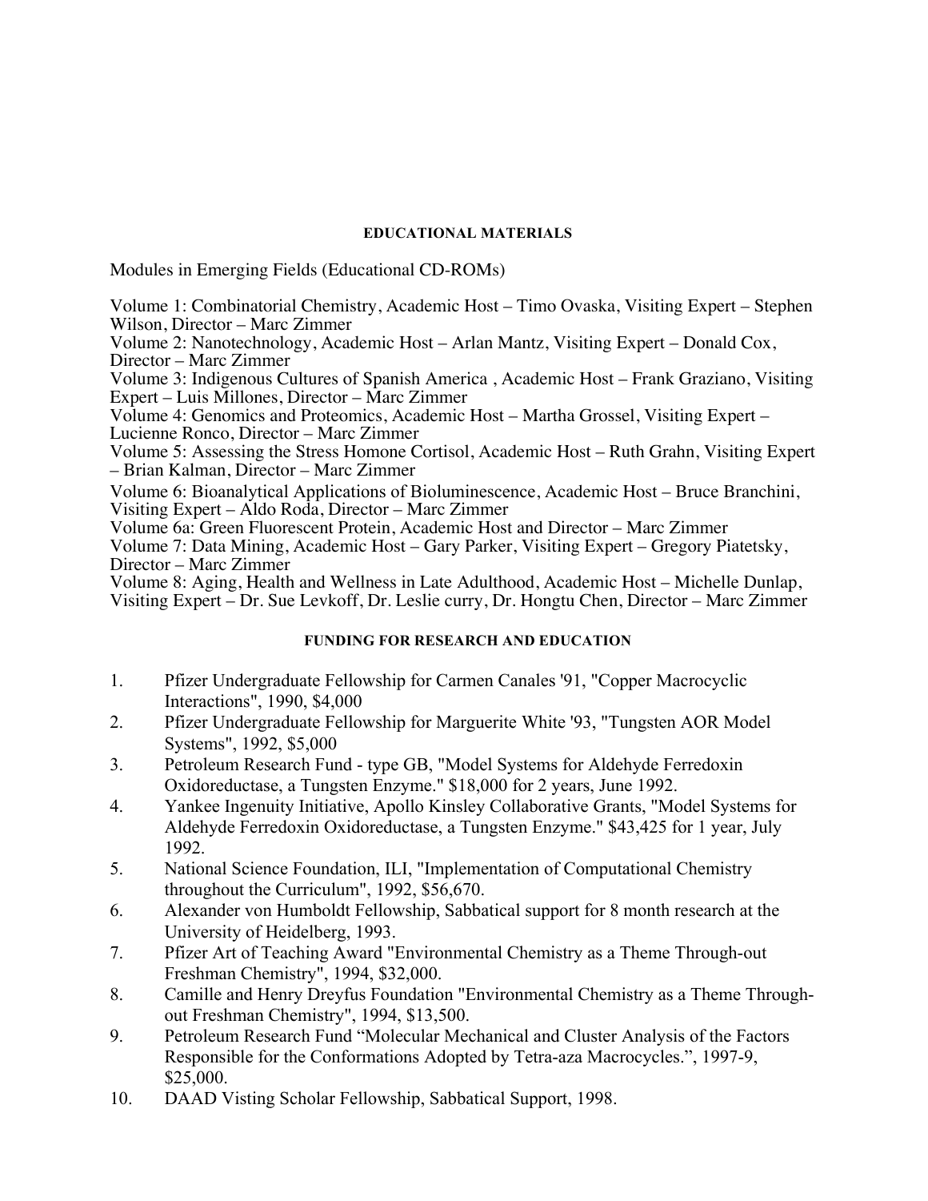## EDUCATIONAL MATERIALS

Modules in Emerging Fields (Educational CD-ROMs)

Volume 1: Combinatorial Chemistry, Academic Host – Timo Ovaska, Visiting Expert – Stephen Wilson, Director – Marc Zimmer
Volume 2: Nanotechnology, Academic Host – Arlan Mantz, Visiting Expert – Donald Cox, Director – Marc Zimmer
Volume 3: Indigenous Cultures of Spanish America , Academic Host – Frank Graziano, Visiting Expert – Luis Millones, Director – Marc Zimmer
Volume 4: Genomics and Proteomics, Academic Host – Martha Grossel, Visiting Expert – Lucienne Ronco, Director – Marc Zimmer
Volume 5: Assessing the Stress Homone Cortisol, Academic Host – Ruth Grahn, Visiting Expert – Brian Kalman, Director – Marc Zimmer
Volume 6: Bioanalytical Applications of Bioluminescence, Academic Host – Bruce Branchini, Visiting Expert – Aldo Roda, Director – Marc Zimmer
Volume 6a: Green Fluorescent Protein, Academic Host and Director – Marc Zimmer
Volume 7: Data Mining, Academic Host – Gary Parker, Visiting Expert – Gregory Piatetsky, Director – Marc Zimmer
Volume 8: Aging, Health and Wellness in Late Adulthood, Academic Host – Michelle Dunlap, Visiting Expert – Dr. Sue Levkoff, Dr. Leslie curry, Dr. Hongtu Chen, Director – Marc Zimmer

## FUNDING FOR RESEARCH AND EDUCATION

1. Pfizer Undergraduate Fellowship for Carmen Canales '91, "Copper Macrocyclic Interactions", 1990, $4,000
2. Pfizer Undergraduate Fellowship for Marguerite White '93, "Tungsten AOR Model Systems", 1992, $5,000
3. Petroleum Research Fund - type GB, "Model Systems for Aldehyde Ferredoxin Oxidoreductase, a Tungsten Enzyme." $18,000 for 2 years, June 1992.
4. Yankee Ingenuity Initiative, Apollo Kinsley Collaborative Grants, "Model Systems for Aldehyde Ferredoxin Oxidoreductase, a Tungsten Enzyme." $43,425 for 1 year, July 1992.
5. National Science Foundation, ILI, "Implementation of Computational Chemistry throughout the Curriculum", 1992, $56,670.
6. Alexander von Humboldt Fellowship, Sabbatical support for 8 month research at the University of Heidelberg, 1993.
7. Pfizer Art of Teaching Award "Environmental Chemistry as a Theme Through-out Freshman Chemistry", 1994, $32,000.
8. Camille and Henry Dreyfus Foundation "Environmental Chemistry as a Theme Through-out Freshman Chemistry", 1994, $13,500.
9. Petroleum Research Fund "Molecular Mechanical and Cluster Analysis of the Factors Responsible for the Conformations Adopted by Tetra-aza Macrocycles.", 1997-9, $25,000.
10. DAAD Visting Scholar Fellowship, Sabbatical Support, 1998.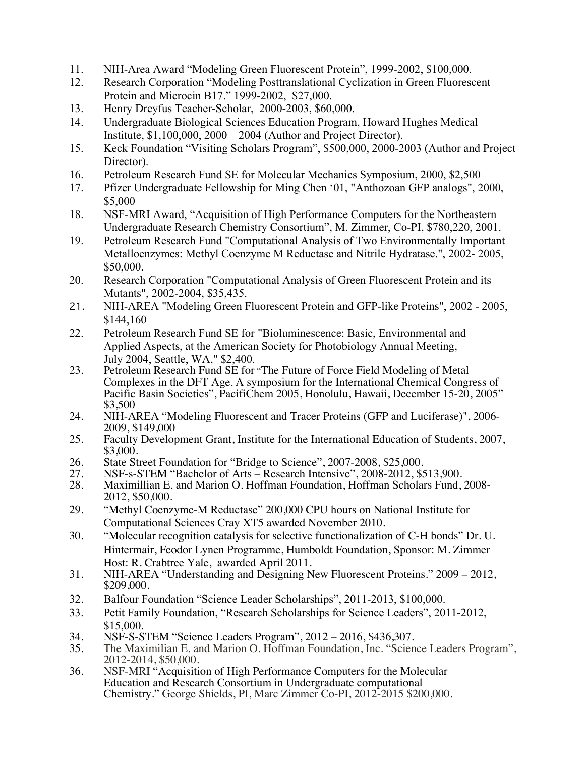11. NIH-Area Award “Modeling Green Fluorescent Protein”, 1999-2002, $100,000.
12. Research Corporation “Modeling Posttranslational Cyclization in Green Fluorescent Protein and Microcin B17.” 1999-2002, $27,000.
13. Henry Dreyfus Teacher-Scholar, 2000-2003, $60,000.
14. Undergraduate Biological Sciences Education Program, Howard Hughes Medical Institute, $1,100,000, 2000 – 2004 (Author and Project Director).
15. Keck Foundation “Visiting Scholars Program”, $500,000, 2000-2003 (Author and Project Director).
16. Petroleum Research Fund SE for Molecular Mechanics Symposium, 2000, $2,500
17. Pfizer Undergraduate Fellowship for Ming Chen ‘01, "Anthozoan GFP analogs", 2000, $5,000
18. NSF-MRI Award, “Acquisition of High Performance Computers for the Northeastern Undergraduate Research Chemistry Consortium”, M. Zimmer, Co-PI, $780,220, 2001.
19. Petroleum Research Fund "Computational Analysis of Two Environmentally Important Metalloenzymes: Methyl Coenzyme M Reductase and Nitrile Hydratase.", 2002- 2005, $50,000.
20. Research Corporation "Computational Analysis of Green Fluorescent Protein and its Mutants", 2002-2004, $35,435.
21. NIH-AREA "Modeling Green Fluorescent Protein and GFP-like Proteins", 2002 - 2005, $144,160
22. Petroleum Research Fund SE for "Bioluminescence: Basic, Environmental and Applied Aspects, at the American Society for Photobiology Annual Meeting, July 2004, Seattle, WA," $2,400.
23. Petroleum Research Fund SE for “The Future of Force Field Modeling of Metal Complexes in the DFT Age. A symposium for the International Chemical Congress of Pacific Basin Societies”, PacifiChem 2005, Honolulu, Hawaii, December 15-20, 2005” $3,500
24. NIH-AREA “Modeling Fluorescent and Tracer Proteins (GFP and Luciferase)", 2006-2009, $149,000
25. Faculty Development Grant, Institute for the International Education of Students, 2007, $3,000.
26. State Street Foundation for “Bridge to Science”, 2007-2008, $25,000.
27. NSF-s-STEM “Bachelor of Arts – Research Intensive”, 2008-2012, $513,900.
28. Maximillian E. and Marion O. Hoffman Foundation, Hoffman Scholars Fund, 2008-2012, $50,000.
29. “Methyl Coenzyme-M Reductase” 200,000 CPU hours on National Institute for Computational Sciences Cray XT5 awarded November 2010.
30. “Molecular recognition catalysis for selective functionalization of C-H bonds” Dr. U. Hintermair, Feodor Lynen Programme, Humboldt Foundation, Sponsor: M. Zimmer Host: R. Crabtree Yale, awarded April 2011.
31. NIH-AREA “Understanding and Designing New Fluorescent Proteins.” 2009 – 2012, $209,000.
32. Balfour Foundation “Science Leader Scholarships”, 2011-2013, $100,000.
33. Petit Family Foundation, “Research Scholarships for Science Leaders”, 2011-2012, $15,000.
34. NSF-S-STEM “Science Leaders Program”, 2012 – 2016, $436,307.
35. The Maximilian E. and Marion O. Hoffman Foundation, Inc. “Science Leaders Program”, 2012-2014, $50,000.
36. NSF-MRI “Acquisition of High Performance Computers for the Molecular Education and Research Consortium in Undergraduate computational Chemistry.” George Shields, PI, Marc Zimmer Co-PI, 2012-2015 $200,000.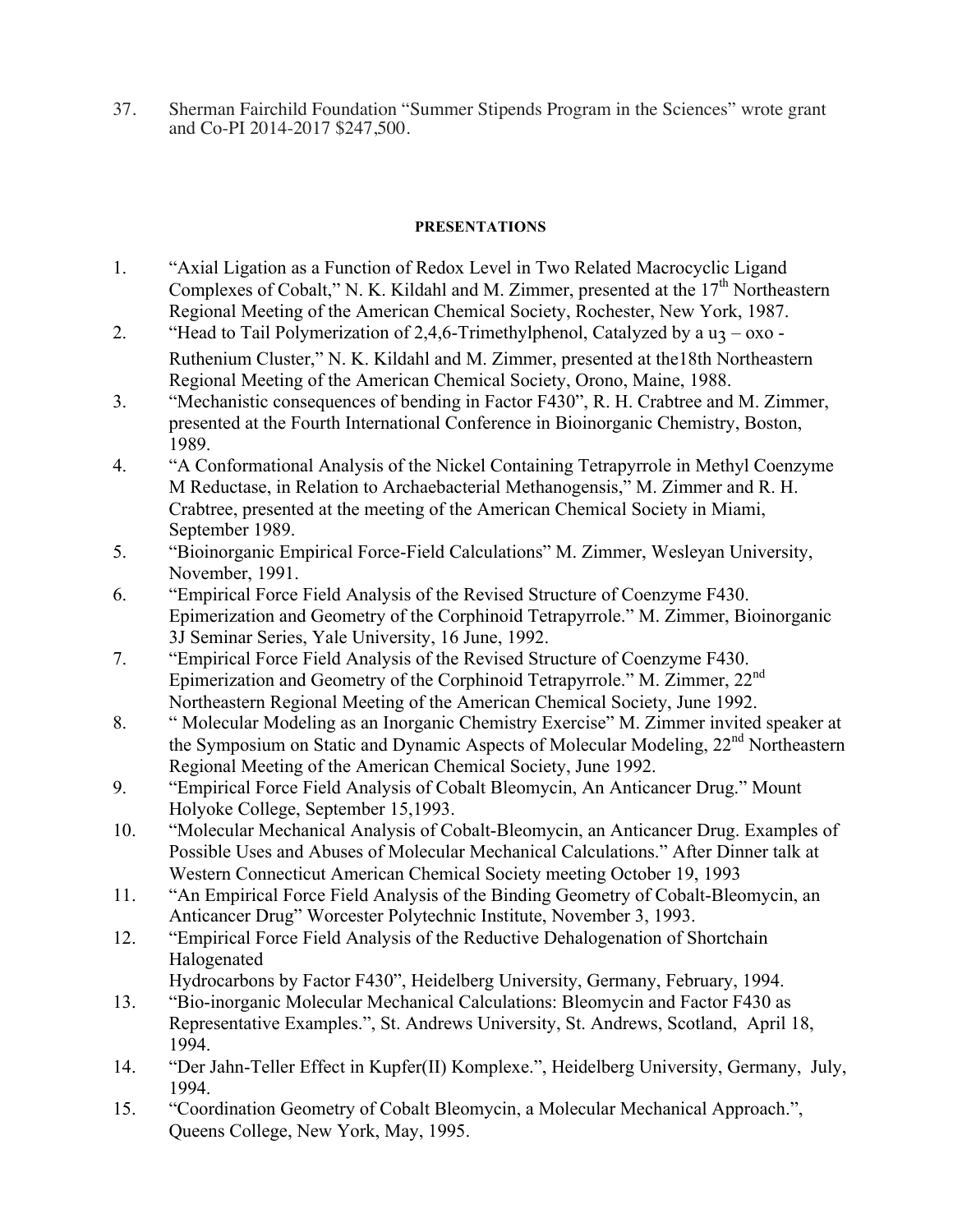37. Sherman Fairchild Foundation "Summer Stipends Program in the Sciences" wrote grant and Co-PI 2014-2017 $247,500.

## PRESENTATIONS

1. "Axial Ligation as a Function of Redox Level in Two Related Macrocyclic Ligand Complexes of Cobalt," N. K. Kildahl and M. Zimmer, presented at the 17th Northeastern Regional Meeting of the American Chemical Society, Rochester, New York, 1987.
2. "Head to Tail Polymerization of 2,4,6-Trimethylphenol, Catalyzed by a $u_3$ – oxo - Ruthenium Cluster," N. K. Kildahl and M. Zimmer, presented at the18th Northeastern Regional Meeting of the American Chemical Society, Orono, Maine, 1988.
3. "Mechanistic consequences of bending in Factor F430", R. H. Crabtree and M. Zimmer, presented at the Fourth International Conference in Bioinorganic Chemistry, Boston, 1989.
4. "A Conformational Analysis of the Nickel Containing Tetrapyrrole in Methyl Coenzyme M Reductase, in Relation to Archaebacterial Methanogensis," M. Zimmer and R. H. Crabtree, presented at the meeting of the American Chemical Society in Miami, September 1989.
5. "Bioinorganic Empirical Force-Field Calculations" M. Zimmer, Wesleyan University, November, 1991.
6. "Empirical Force Field Analysis of the Revised Structure of Coenzyme F430. Epimerization and Geometry of the Corphinoid Tetrapyrrole." M. Zimmer, Bioinorganic 3J Seminar Series, Yale University, 16 June, 1992.
7. "Empirical Force Field Analysis of the Revised Structure of Coenzyme F430. Epimerization and Geometry of the Corphinoid Tetrapyrrole." M. Zimmer, 22nd Northeastern Regional Meeting of the American Chemical Society, June 1992.
8. " Molecular Modeling as an Inorganic Chemistry Exercise" M. Zimmer invited speaker at the Symposium on Static and Dynamic Aspects of Molecular Modeling, 22nd Northeastern Regional Meeting of the American Chemical Society, June 1992.
9. "Empirical Force Field Analysis of Cobalt Bleomycin, An Anticancer Drug." Mount Holyoke College, September 15,1993.
10. "Molecular Mechanical Analysis of Cobalt-Bleomycin, an Anticancer Drug. Examples of Possible Uses and Abuses of Molecular Mechanical Calculations." After Dinner talk at Western Connecticut American Chemical Society meeting October 19, 1993
11. "An Empirical Force Field Analysis of the Binding Geometry of Cobalt-Bleomycin, an Anticancer Drug" Worcester Polytechnic Institute, November 3, 1993.
12. "Empirical Force Field Analysis of the Reductive Dehalogenation of Shortchain Halogenated
    Hydrocarbons by Factor F430", Heidelberg University, Germany, February, 1994.
13. "Bio-inorganic Molecular Mechanical Calculations: Bleomycin and Factor F430 as Representative Examples.", St. Andrews University, St. Andrews, Scotland, April 18, 1994.
14. "Der Jahn-Teller Effect in Kupfer(II) Komplexe.", Heidelberg University, Germany, July, 1994.
15. "Coordination Geometry of Cobalt Bleomycin, a Molecular Mechanical Approach.", Queens College, New York, May, 1995.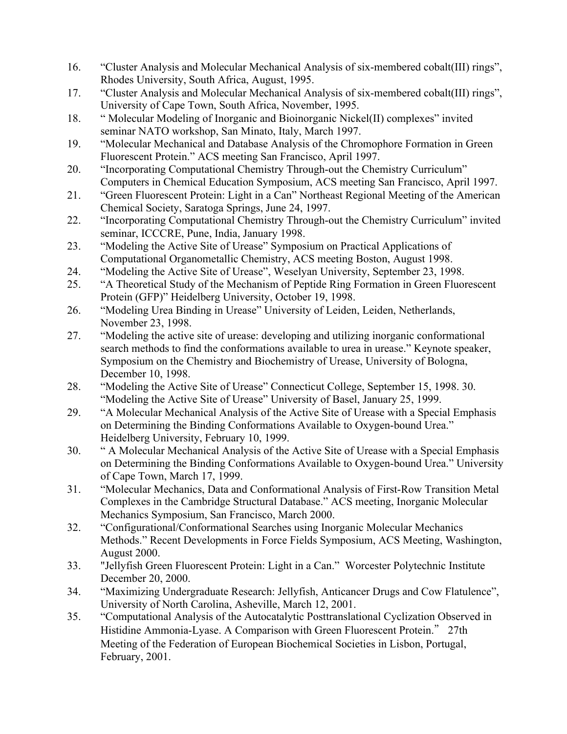16. "Cluster Analysis and Molecular Mechanical Analysis of six-membered cobalt(III) rings", Rhodes University, South Africa, August, 1995.
17. "Cluster Analysis and Molecular Mechanical Analysis of six-membered cobalt(III) rings", University of Cape Town, South Africa, November, 1995.
18. " Molecular Modeling of Inorganic and Bioinorganic Nickel(II) complexes" invited seminar NATO workshop, San Minato, Italy, March 1997.
19. "Molecular Mechanical and Database Analysis of the Chromophore Formation in Green Fluorescent Protein." ACS meeting San Francisco, April 1997.
20. "Incorporating Computational Chemistry Through-out the Chemistry Curriculum" Computers in Chemical Education Symposium, ACS meeting San Francisco, April 1997.
21. "Green Fluorescent Protein: Light in a Can" Northeast Regional Meeting of the American Chemical Society, Saratoga Springs, June 24, 1997.
22. "Incorporating Computational Chemistry Through-out the Chemistry Curriculum" invited seminar, ICCCRE, Pune, India, January 1998.
23. "Modeling the Active Site of Urease" Symposium on Practical Applications of Computational Organometallic Chemistry, ACS meeting Boston, August 1998.
24. "Modeling the Active Site of Urease", Weselyan University, September 23, 1998.
25. "A Theoretical Study of the Mechanism of Peptide Ring Formation in Green Fluorescent Protein (GFP)" Heidelberg University, October 19, 1998.
26. "Modeling Urea Binding in Urease" University of Leiden, Leiden, Netherlands, November 23, 1998.
27. "Modeling the active site of urease: developing and utilizing inorganic conformational search methods to find the conformations available to urea in urease." Keynote speaker, Symposium on the Chemistry and Biochemistry of Urease, University of Bologna, December 10, 1998.
28. "Modeling the Active Site of Urease" Connecticut College, September 15, 1998. 30. "Modeling the Active Site of Urease" University of Basel, January 25, 1999.
29. "A Molecular Mechanical Analysis of the Active Site of Urease with a Special Emphasis on Determining the Binding Conformations Available to Oxygen-bound Urea." Heidelberg University, February 10, 1999.
30. " A Molecular Mechanical Analysis of the Active Site of Urease with a Special Emphasis on Determining the Binding Conformations Available to Oxygen-bound Urea." University of Cape Town, March 17, 1999.
31. "Molecular Mechanics, Data and Conformational Analysis of First-Row Transition Metal Complexes in the Cambridge Structural Database." ACS meeting, Inorganic Molecular Mechanics Symposium, San Francisco, March 2000.
32. "Configurational/Conformational Searches using Inorganic Molecular Mechanics Methods." Recent Developments in Force Fields Symposium, ACS Meeting, Washington, August 2000.
33. "Jellyfish Green Fluorescent Protein: Light in a Can." Worcester Polytechnic Institute December 20, 2000.
34. "Maximizing Undergraduate Research: Jellyfish, Anticancer Drugs and Cow Flatulence", University of North Carolina, Asheville, March 12, 2001.
35. "Computational Analysis of the Autocatalytic Posttranslational Cyclization Observed in Histidine Ammonia-Lyase. A Comparison with Green Fluorescent Protein." 27th Meeting of the Federation of European Biochemical Societies in Lisbon, Portugal, February, 2001.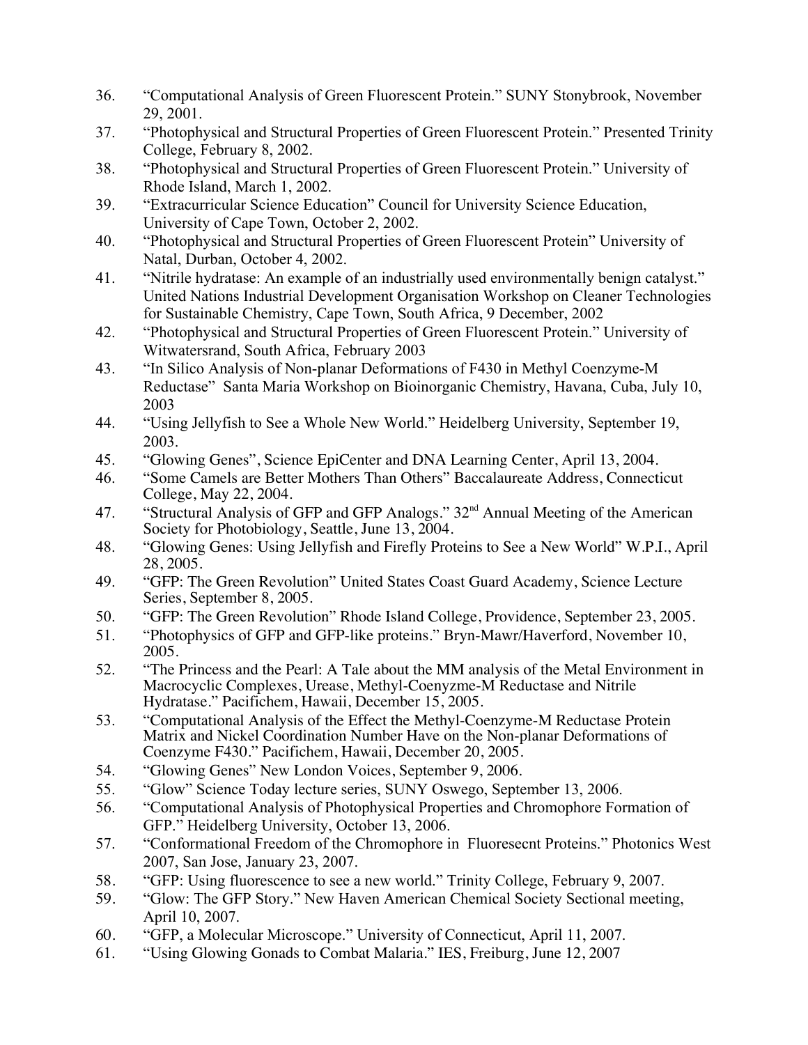36. "Computational Analysis of Green Fluorescent Protein." SUNY Stonybrook, November 29, 2001.
37. "Photophysical and Structural Properties of Green Fluorescent Protein." Presented Trinity College, February 8, 2002.
38. "Photophysical and Structural Properties of Green Fluorescent Protein." University of Rhode Island, March 1, 2002.
39. "Extracurricular Science Education" Council for University Science Education, University of Cape Town, October 2, 2002.
40. "Photophysical and Structural Properties of Green Fluorescent Protein" University of Natal, Durban, October 4, 2002.
41. "Nitrile hydratase: An example of an industrially used environmentally benign catalyst." United Nations Industrial Development Organisation Workshop on Cleaner Technologies for Sustainable Chemistry, Cape Town, South Africa, 9 December, 2002
42. "Photophysical and Structural Properties of Green Fluorescent Protein." University of Witwatersrand, South Africa, February 2003
43. "In Silico Analysis of Non-planar Deformations of F430 in Methyl Coenzyme-M Reductase" Santa Maria Workshop on Bioinorganic Chemistry, Havana, Cuba, July 10, 2003
44. "Using Jellyfish to See a Whole New World." Heidelberg University, September 19, 2003.
45. "Glowing Genes", Science EpiCenter and DNA Learning Center, April 13, 2004.
46. "Some Camels are Better Mothers Than Others" Baccalaureate Address, Connecticut College, May 22, 2004.
47. "Structural Analysis of GFP and GFP Analogs." 32nd Annual Meeting of the American Society for Photobiology, Seattle, June 13, 2004.
48. "Glowing Genes: Using Jellyfish and Firefly Proteins to See a New World" W.P.I., April 28, 2005.
49. "GFP: The Green Revolution" United States Coast Guard Academy, Science Lecture Series, September 8, 2005.
50. "GFP: The Green Revolution" Rhode Island College, Providence, September 23, 2005.
51. "Photophysics of GFP and GFP-like proteins." Bryn-Mawr/Haverford, November 10, 2005.
52. "The Princess and the Pearl: A Tale about the MM analysis of the Metal Environment in Macrocyclic Complexes, Urease, Methyl-Coenyzme-M Reductase and Nitrile Hydratase." Pacifichem, Hawaii, December 15, 2005.
53. "Computational Analysis of the Effect the Methyl-Coenzyme-M Reductase Protein Matrix and Nickel Coordination Number Have on the Non-planar Deformations of Coenzyme F430." Pacifichem, Hawaii, December 20, 2005.
54. "Glowing Genes" New London Voices, September 9, 2006.
55. "Glow" Science Today lecture series, SUNY Oswego, September 13, 2006.
56. "Computational Analysis of Photophysical Properties and Chromophore Formation of GFP." Heidelberg University, October 13, 2006.
57. "Conformational Freedom of the Chromophore in Fluoresecnt Proteins." Photonics West 2007, San Jose, January 23, 2007.
58. "GFP: Using fluorescence to see a new world." Trinity College, February 9, 2007.
59. "Glow: The GFP Story." New Haven American Chemical Society Sectional meeting, April 10, 2007.
60. "GFP, a Molecular Microscope." University of Connecticut, April 11, 2007.
61. "Using Glowing Gonads to Combat Malaria." IES, Freiburg, June 12, 2007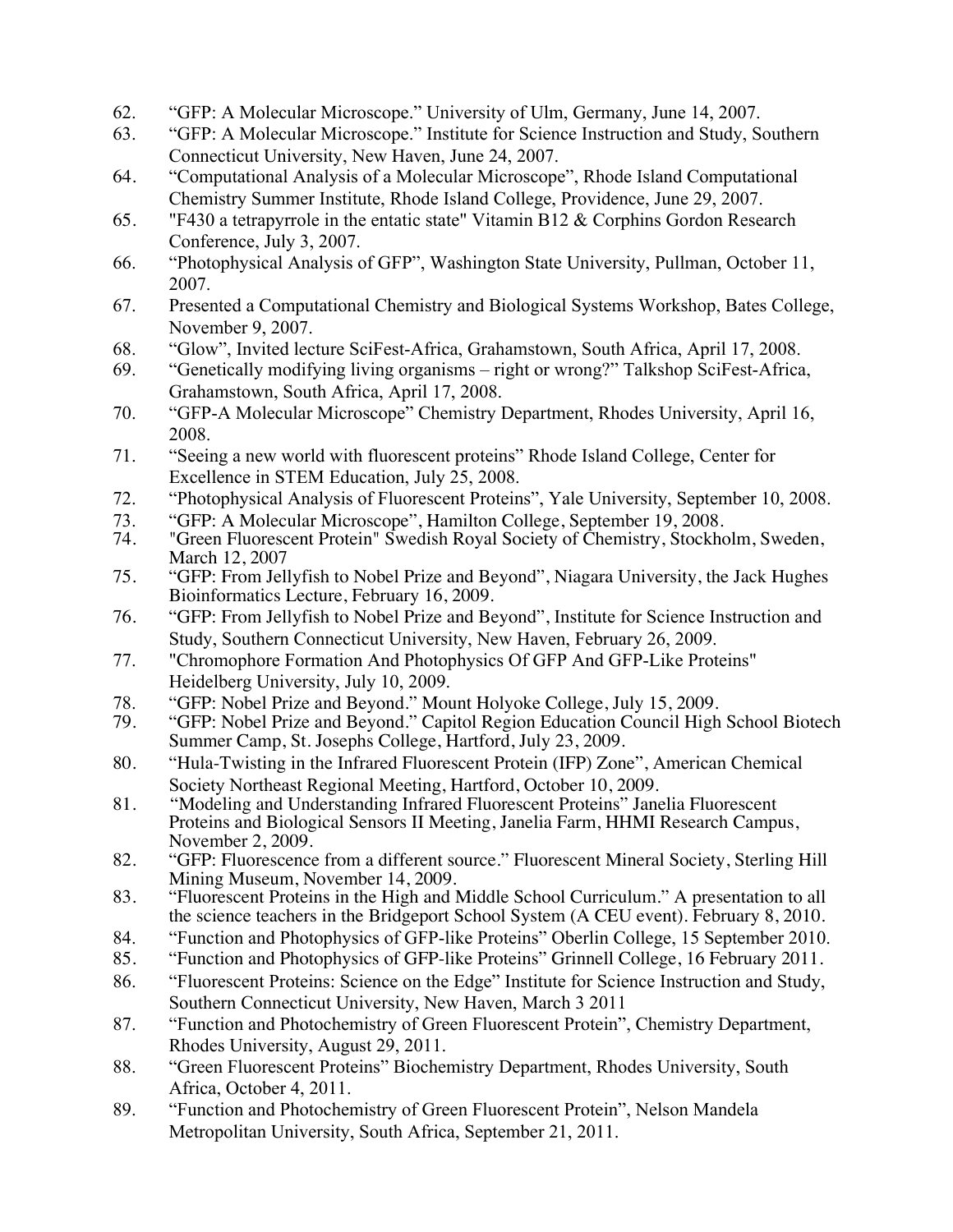62. "GFP: A Molecular Microscope." University of Ulm, Germany, June 14, 2007.
63. "GFP: A Molecular Microscope." Institute for Science Instruction and Study, Southern Connecticut University, New Haven, June 24, 2007.
64. "Computational Analysis of a Molecular Microscope", Rhode Island Computational Chemistry Summer Institute, Rhode Island College, Providence, June 29, 2007.
65. "F430 a tetrapyrrole in the entatic state" Vitamin B12 & Corphins Gordon Research Conference, July 3, 2007.
66. "Photophysical Analysis of GFP", Washington State University, Pullman, October 11, 2007.
67. Presented a Computational Chemistry and Biological Systems Workshop, Bates College, November 9, 2007.
68. "Glow", Invited lecture SciFest-Africa, Grahamstown, South Africa, April 17, 2008.
69. "Genetically modifying living organisms – right or wrong?" Talkshop SciFest-Africa, Grahamstown, South Africa, April 17, 2008.
70. "GFP-A Molecular Microscope" Chemistry Department, Rhodes University, April 16, 2008.
71. "Seeing a new world with fluorescent proteins" Rhode Island College, Center for Excellence in STEM Education, July 25, 2008.
72. "Photophysical Analysis of Fluorescent Proteins", Yale University, September 10, 2008.
73. "GFP: A Molecular Microscope", Hamilton College, September 19, 2008.
74. "Green Fluorescent Protein" Swedish Royal Society of Chemistry, Stockholm, Sweden, March 12, 2007
75. "GFP: From Jellyfish to Nobel Prize and Beyond", Niagara University, the Jack Hughes Bioinformatics Lecture, February 16, 2009.
76. "GFP: From Jellyfish to Nobel Prize and Beyond", Institute for Science Instruction and Study, Southern Connecticut University, New Haven, February 26, 2009.
77. "Chromophore Formation And Photophysics Of GFP And GFP-Like Proteins" Heidelberg University, July 10, 2009.
78. "GFP: Nobel Prize and Beyond." Mount Holyoke College, July 15, 2009.
79. "GFP: Nobel Prize and Beyond." Capitol Region Education Council High School Biotech Summer Camp, St. Josephs College, Hartford, July 23, 2009.
80. "Hula-Twisting in the Infrared Fluorescent Protein (IFP) Zone", American Chemical Society Northeast Regional Meeting, Hartford, October 10, 2009.
81. "Modeling and Understanding Infrared Fluorescent Proteins" Janelia Fluorescent Proteins and Biological Sensors II Meeting, Janelia Farm, HHMI Research Campus, November 2, 2009.
82. "GFP: Fluorescence from a different source." Fluorescent Mineral Society, Sterling Hill Mining Museum, November 14, 2009.
83. "Fluorescent Proteins in the High and Middle School Curriculum." A presentation to all the science teachers in the Bridgeport School System (A CEU event). February 8, 2010.
84. "Function and Photophysics of GFP-like Proteins" Oberlin College, 15 September 2010.
85. "Function and Photophysics of GFP-like Proteins" Grinnell College, 16 February 2011.
86. "Fluorescent Proteins: Science on the Edge" Institute for Science Instruction and Study, Southern Connecticut University, New Haven, March 3 2011
87. "Function and Photochemistry of Green Fluorescent Protein", Chemistry Department, Rhodes University, August 29, 2011.
88. "Green Fluorescent Proteins" Biochemistry Department, Rhodes University, South Africa, October 4, 2011.
89. "Function and Photochemistry of Green Fluorescent Protein", Nelson Mandela Metropolitan University, South Africa, September 21, 2011.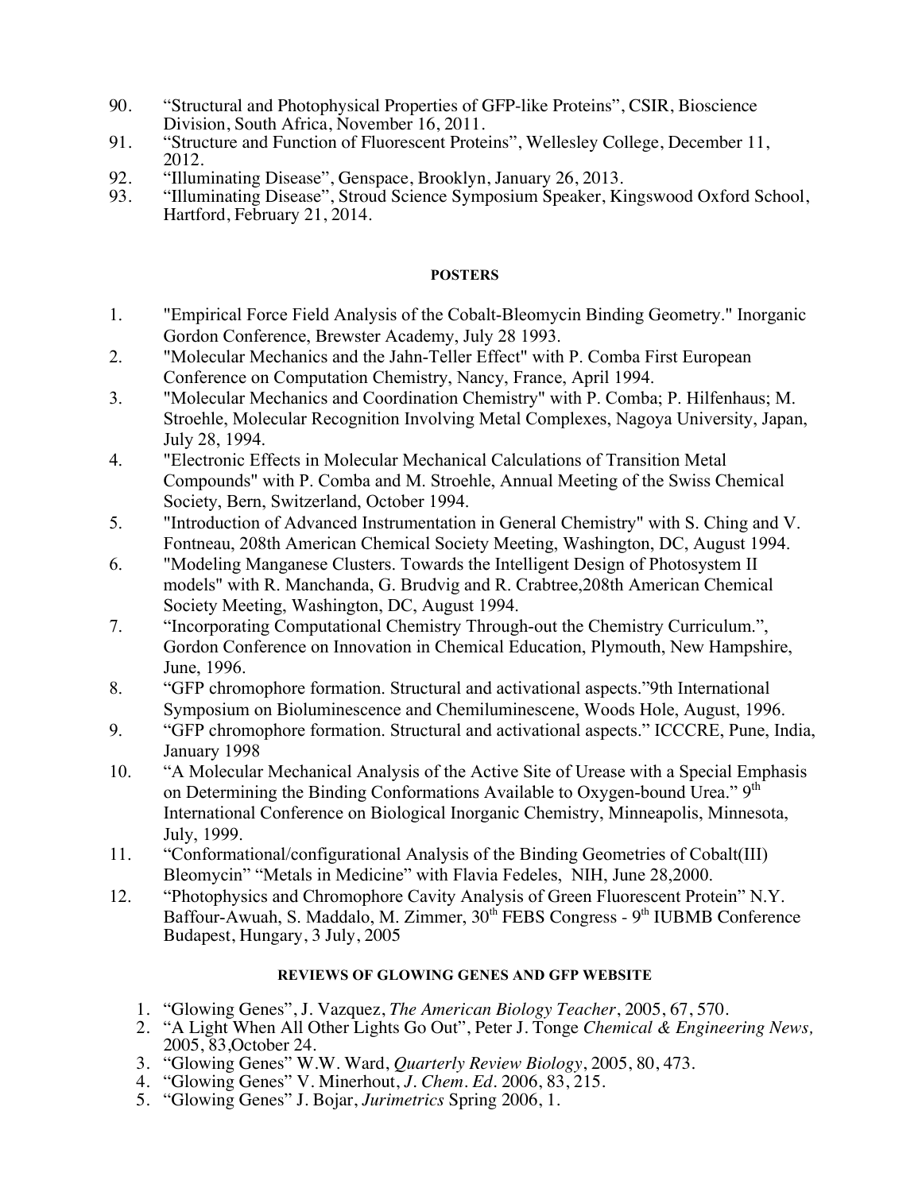90. "Structural and Photophysical Properties of GFP-like Proteins", CSIR, Bioscience Division, South Africa, November 16, 2011.
91. "Structure and Function of Fluorescent Proteins", Wellesley College, December 11, 2012.
92. "Illuminating Disease", Genspace, Brooklyn, January 26, 2013.
93. "Illuminating Disease", Stroud Science Symposium Speaker, Kingswood Oxford School, Hartford, February 21, 2014.

## POSTERS

1. "Empirical Force Field Analysis of the Cobalt-Bleomycin Binding Geometry." Inorganic Gordon Conference, Brewster Academy, July 28 1993.
2. "Molecular Mechanics and the Jahn-Teller Effect" with P. Comba First European Conference on Computation Chemistry, Nancy, France, April 1994.
3. "Molecular Mechanics and Coordination Chemistry" with P. Comba; P. Hilfenhaus; M. Stroehle, Molecular Recognition Involving Metal Complexes, Nagoya University, Japan, July 28, 1994.
4. "Electronic Effects in Molecular Mechanical Calculations of Transition Metal Compounds" with P. Comba and M. Stroehle, Annual Meeting of the Swiss Chemical Society, Bern, Switzerland, October 1994.
5. "Introduction of Advanced Instrumentation in General Chemistry" with S. Ching and V. Fontneau, 208th American Chemical Society Meeting, Washington, DC, August 1994.
6. "Modeling Manganese Clusters. Towards the Intelligent Design of Photosystem II models" with R. Manchanda, G. Brudvig and R. Crabtree,208th American Chemical Society Meeting, Washington, DC, August 1994.
7. "Incorporating Computational Chemistry Through-out the Chemistry Curriculum.", Gordon Conference on Innovation in Chemical Education, Plymouth, New Hampshire, June, 1996.
8. "GFP chromophore formation. Structural and activational aspects."9th International Symposium on Bioluminescence and Chemiluminescene, Woods Hole, August, 1996.
9. "GFP chromophore formation. Structural and activational aspects." ICCCRE, Pune, India, January 1998
10. "A Molecular Mechanical Analysis of the Active Site of Urease with a Special Emphasis on Determining the Binding Conformations Available to Oxygen-bound Urea." 9th International Conference on Biological Inorganic Chemistry, Minneapolis, Minnesota, July, 1999.
11. "Conformational/configurational Analysis of the Binding Geometries of Cobalt(III) Bleomycin" "Metals in Medicine" with Flavia Fedeles, NIH, June 28,2000.
12. "Photophysics and Chromophore Cavity Analysis of Green Fluorescent Protein" N.Y. Baffour-Awuah, S. Maddalo, M. Zimmer, 30th FEBS Congress - 9th IUBMB Conference Budapest, Hungary, 3 July, 2005

## REVIEWS OF GLOWING GENES AND GFP WEBSITE

1. "Glowing Genes", J. Vazquez, *The American Biology Teacher*, 2005, 67, 570.
2. "A Light When All Other Lights Go Out", Peter J. Tonge *Chemical & Engineering News,* 2005, 83,October 24.
3. "Glowing Genes" W.W. Ward, *Quarterly Review Biology*, 2005, 80, 473.
4. "Glowing Genes" V. Minerhout, *J. Chem. Ed.* 2006, 83, 215.
5. "Glowing Genes" J. Bojar, *Jurimetrics* Spring 2006, 1.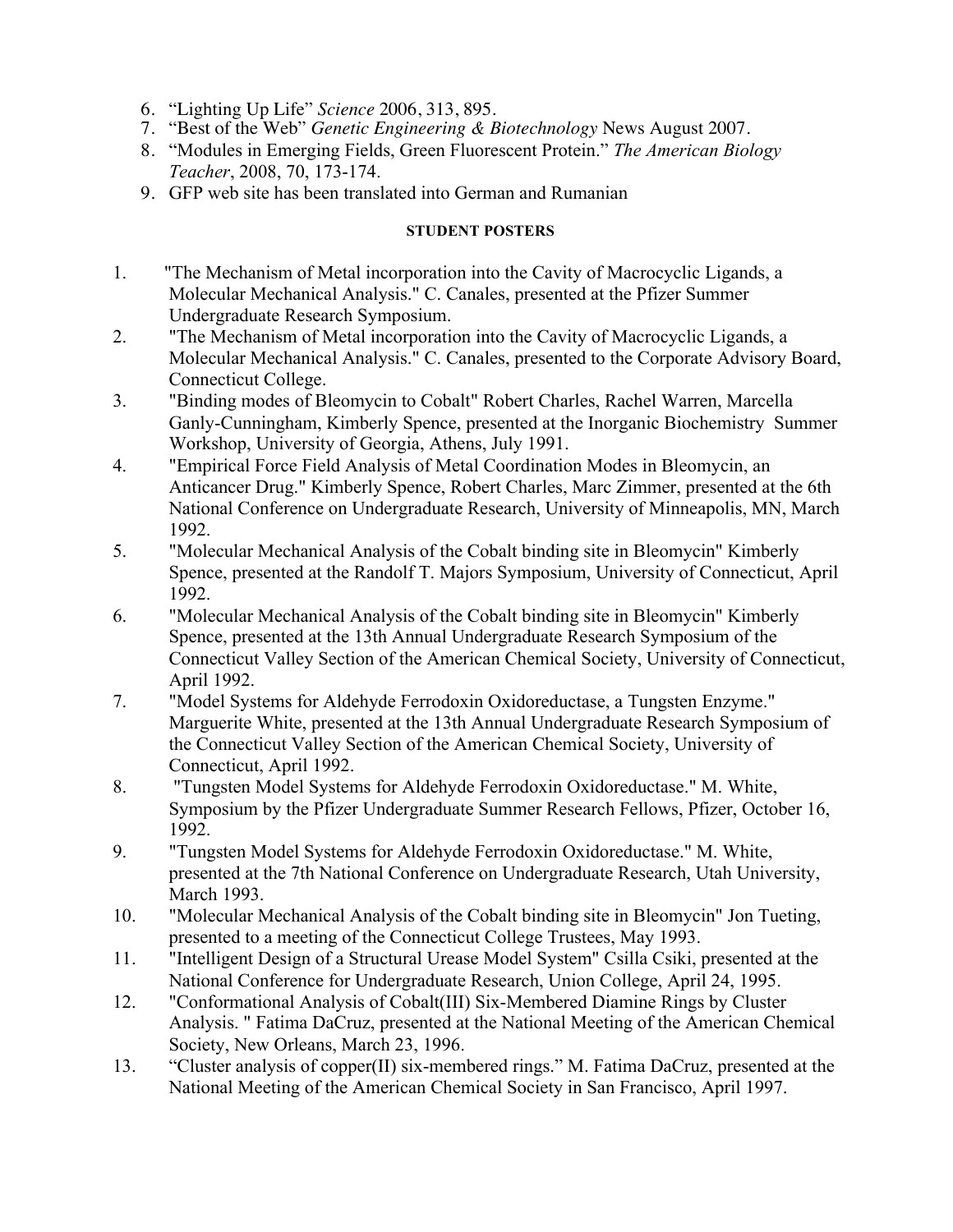6. "Lighting Up Life" *Science* 2006, 313, 895.
7. "Best of the Web" *Genetic Engineering & Biotechnology* News August 2007.
8. "Modules in Emerging Fields, Green Fluorescent Protein." *The American Biology Teacher*, 2008, 70, 173-174.
9. GFP web site has been translated into German and Rumanian

**STUDENT POSTERS**

1. "The Mechanism of Metal incorporation into the Cavity of Macrocyclic Ligands, a Molecular Mechanical Analysis." C. Canales, presented at the Pfizer Summer Undergraduate Research Symposium.
2. "The Mechanism of Metal incorporation into the Cavity of Macrocyclic Ligands, a Molecular Mechanical Analysis." C. Canales, presented to the Corporate Advisory Board, Connecticut College.
3. "Binding modes of Bleomycin to Cobalt" Robert Charles, Rachel Warren, Marcella Ganly-Cunningham, Kimberly Spence, presented at the Inorganic Biochemistry Summer Workshop, University of Georgia, Athens, July 1991.
4. "Empirical Force Field Analysis of Metal Coordination Modes in Bleomycin, an Anticancer Drug." Kimberly Spence, Robert Charles, Marc Zimmer, presented at the 6th National Conference on Undergraduate Research, University of Minneapolis, MN, March 1992.
5. "Molecular Mechanical Analysis of the Cobalt binding site in Bleomycin" Kimberly Spence, presented at the Randolf T. Majors Symposium, University of Connecticut, April 1992.
6. "Molecular Mechanical Analysis of the Cobalt binding site in Bleomycin" Kimberly Spence, presented at the 13th Annual Undergraduate Research Symposium of the Connecticut Valley Section of the American Chemical Society, University of Connecticut, April 1992.
7. "Model Systems for Aldehyde Ferrodoxin Oxidoreductase, a Tungsten Enzyme." Marguerite White, presented at the 13th Annual Undergraduate Research Symposium of the Connecticut Valley Section of the American Chemical Society, University of Connecticut, April 1992.
8. "Tungsten Model Systems for Aldehyde Ferrodoxin Oxidoreductase." M. White, Symposium by the Pfizer Undergraduate Summer Research Fellows, Pfizer, October 16, 1992.
9. "Tungsten Model Systems for Aldehyde Ferrodoxin Oxidoreductase." M. White, presented at the 7th National Conference on Undergraduate Research, Utah University, March 1993.
10. "Molecular Mechanical Analysis of the Cobalt binding site in Bleomycin" Jon Tueting, presented to a meeting of the Connecticut College Trustees, May 1993.
11. "Intelligent Design of a Structural Urease Model System" Csilla Csiki, presented at the National Conference for Undergraduate Research, Union College, April 24, 1995.
12. "Conformational Analysis of Cobalt(III) Six-Membered Diamine Rings by Cluster Analysis. " Fatima DaCruz, presented at the National Meeting of the American Chemical Society, New Orleans, March 23, 1996.
13. "Cluster analysis of copper(II) six-membered rings." M. Fatima DaCruz, presented at the National Meeting of the American Chemical Society in San Francisco, April 1997.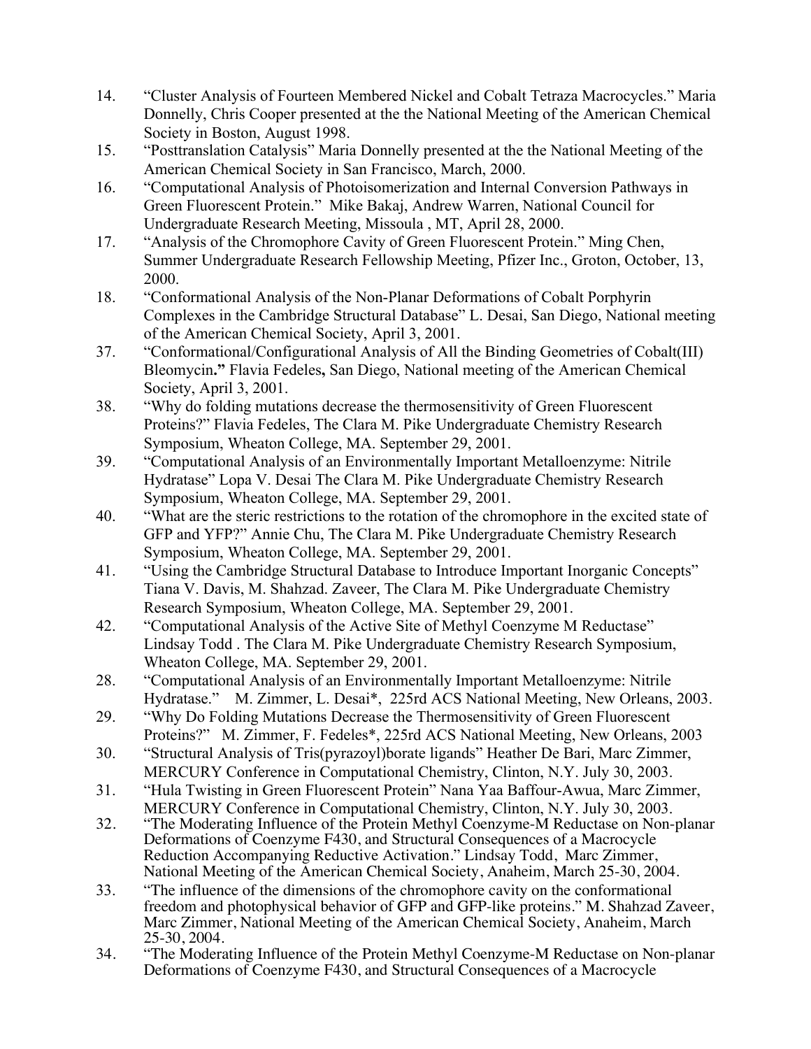14. "Cluster Analysis of Fourteen Membered Nickel and Cobalt Tetraza Macrocycles." Maria Donnelly, Chris Cooper presented at the the National Meeting of the American Chemical Society in Boston, August 1998.
15. "Posttranslation Catalysis" Maria Donnelly presented at the the National Meeting of the American Chemical Society in San Francisco, March, 2000.
16. "Computational Analysis of Photoisomerization and Internal Conversion Pathways in Green Fluorescent Protein." Mike Bakaj, Andrew Warren, National Council for Undergraduate Research Meeting, Missoula , MT, April 28, 2000.
17. "Analysis of the Chromophore Cavity of Green Fluorescent Protein." Ming Chen, Summer Undergraduate Research Fellowship Meeting, Pfizer Inc., Groton, October, 13, 2000.
18. "Conformational Analysis of the Non-Planar Deformations of Cobalt Porphyrin Complexes in the Cambridge Structural Database" L. Desai, San Diego, National meeting of the American Chemical Society, April 3, 2001.
37. "Conformational/Configurational Analysis of All the Binding Geometries of Cobalt(III) Bleomycin**."** Flavia Fedeles**,** San Diego, National meeting of the American Chemical Society, April 3, 2001.
38. "Why do folding mutations decrease the thermosensitivity of Green Fluorescent Proteins?" Flavia Fedeles, The Clara M. Pike Undergraduate Chemistry Research Symposium, Wheaton College, MA. September 29, 2001.
39. "Computational Analysis of an Environmentally Important Metalloenzyme: Nitrile Hydratase" Lopa V. Desai The Clara M. Pike Undergraduate Chemistry Research Symposium, Wheaton College, MA. September 29, 2001.
40. "What are the steric restrictions to the rotation of the chromophore in the excited state of GFP and YFP?" Annie Chu, The Clara M. Pike Undergraduate Chemistry Research Symposium, Wheaton College, MA. September 29, 2001.
41. "Using the Cambridge Structural Database to Introduce Important Inorganic Concepts" Tiana V. Davis, M. Shahzad. Zaveer, The Clara M. Pike Undergraduate Chemistry Research Symposium, Wheaton College, MA. September 29, 2001.
42. "Computational Analysis of the Active Site of Methyl Coenzyme M Reductase" Lindsay Todd . The Clara M. Pike Undergraduate Chemistry Research Symposium, Wheaton College, MA. September 29, 2001.
28. "Computational Analysis of an Environmentally Important Metalloenzyme: Nitrile Hydratase." M. Zimmer, L. Desai*, 225rd ACS National Meeting, New Orleans, 2003.
29. "Why Do Folding Mutations Decrease the Thermosensitivity of Green Fluorescent Proteins?" M. Zimmer, F. Fedeles*, 225rd ACS National Meeting, New Orleans, 2003
30. "Structural Analysis of Tris(pyrazoyl)borate ligands" Heather De Bari, Marc Zimmer, MERCURY Conference in Computational Chemistry, Clinton, N.Y. July 30, 2003.
31. "Hula Twisting in Green Fluorescent Protein" Nana Yaa Baffour-Awua, Marc Zimmer, MERCURY Conference in Computational Chemistry, Clinton, N.Y. July 30, 2003.
32. "The Moderating Influence of the Protein Methyl Coenzyme-M Reductase on Non-planar Deformations of Coenzyme F430, and Structural Consequences of a Macrocycle Reduction Accompanying Reductive Activation." Lindsay Todd, Marc Zimmer, National Meeting of the American Chemical Society, Anaheim, March 25-30, 2004.
33. "The influence of the dimensions of the chromophore cavity on the conformational freedom and photophysical behavior of GFP and GFP-like proteins." M. Shahzad Zaveer, Marc Zimmer, National Meeting of the American Chemical Society, Anaheim, March 25-30, 2004.
34. "The Moderating Influence of the Protein Methyl Coenzyme-M Reductase on Non-planar Deformations of Coenzyme F430, and Structural Consequences of a Macrocycle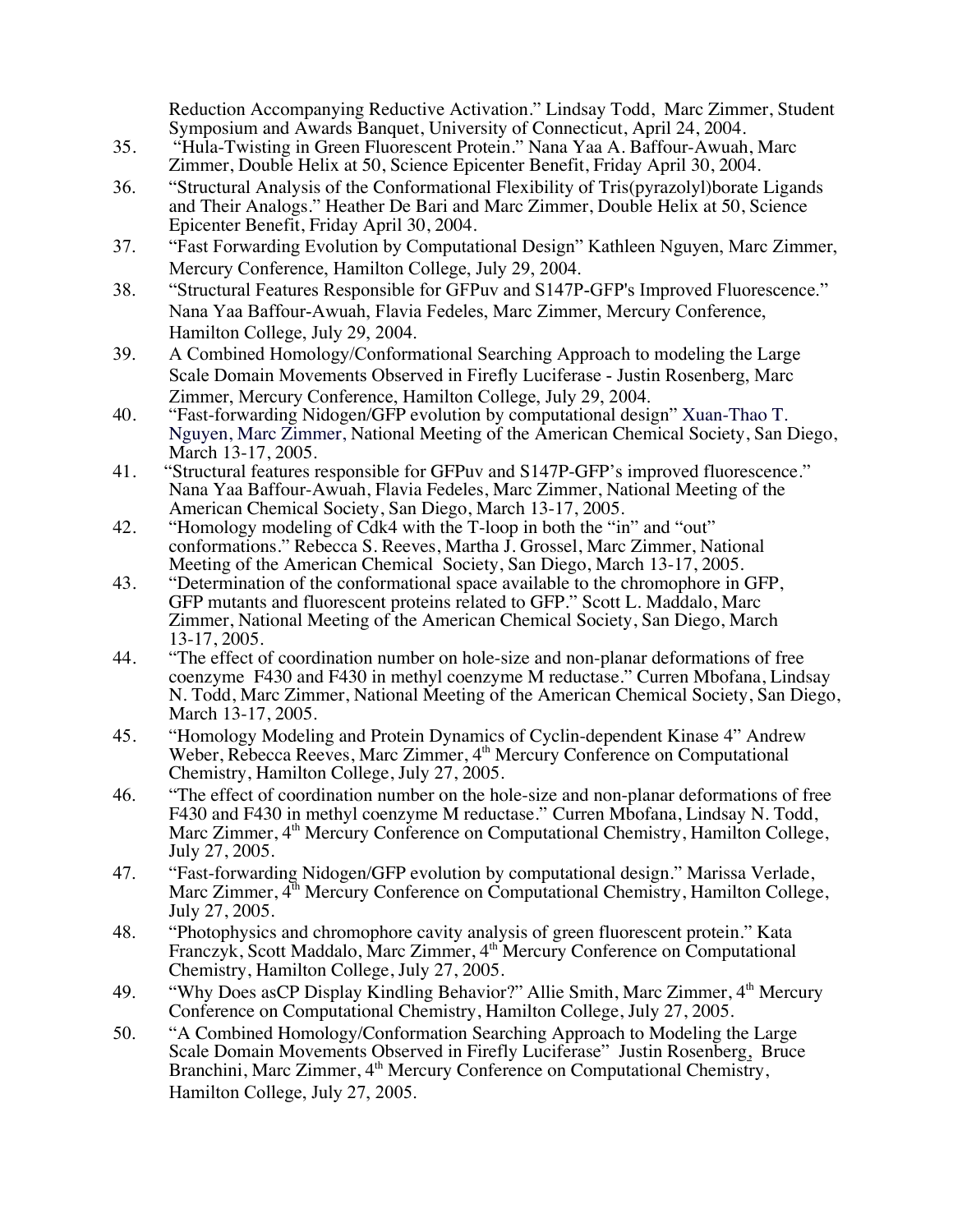Reduction Accompanying Reductive Activation." Lindsay Todd, Marc Zimmer, Student Symposium and Awards Banquet, University of Connecticut, April 24, 2004.

35. "Hula-Twisting in Green Fluorescent Protein." Nana Yaa A. Baffour-Awuah, Marc Zimmer, Double Helix at 50, Science Epicenter Benefit, Friday April 30, 2004.
36. "Structural Analysis of the Conformational Flexibility of Tris(pyrazolyl)borate Ligands and Their Analogs." Heather De Bari and Marc Zimmer, Double Helix at 50, Science Epicenter Benefit, Friday April 30, 2004.
37. "Fast Forwarding Evolution by Computational Design" Kathleen Nguyen, Marc Zimmer, Mercury Conference, Hamilton College, July 29, 2004.
38. "Structural Features Responsible for GFPuv and S147P-GFP's Improved Fluorescence." Nana Yaa Baffour-Awuah, Flavia Fedeles, Marc Zimmer, Mercury Conference, Hamilton College, July 29, 2004.
39. A Combined Homology/Conformational Searching Approach to modeling the Large Scale Domain Movements Observed in Firefly Luciferase - Justin Rosenberg, Marc Zimmer, Mercury Conference, Hamilton College, July 29, 2004.
40. "Fast-forwarding Nidogen/GFP evolution by computational design" Xuan-Thao T. Nguyen, Marc Zimmer, National Meeting of the American Chemical Society, San Diego, March 13-17, 2005.
41. "Structural features responsible for GFPuv and S147P-GFP's improved fluorescence." Nana Yaa Baffour-Awuah, Flavia Fedeles, Marc Zimmer, National Meeting of the American Chemical Society, San Diego, March 13-17, 2005.
42. "Homology modeling of Cdk4 with the T-loop in both the "in" and "out" conformations." Rebecca S. Reeves, Martha J. Grossel, Marc Zimmer, National Meeting of the American Chemical Society, San Diego, March 13-17, 2005.
43. "Determination of the conformational space available to the chromophore in GFP, GFP mutants and fluorescent proteins related to GFP." Scott L. Maddalo, Marc Zimmer, National Meeting of the American Chemical Society, San Diego, March 13-17, 2005.
44. "The effect of coordination number on hole-size and non-planar deformations of free coenzyme F430 and F430 in methyl coenzyme M reductase." Curren Mbofana, Lindsay N. Todd, Marc Zimmer, National Meeting of the American Chemical Society, San Diego, March 13-17, 2005.
45. "Homology Modeling and Protein Dynamics of Cyclin-dependent Kinase 4" Andrew Weber, Rebecca Reeves, Marc Zimmer, 4th Mercury Conference on Computational Chemistry, Hamilton College, July 27, 2005.
46. "The effect of coordination number on the hole-size and non-planar deformations of free F430 and F430 in methyl coenzyme M reductase." Curren Mbofana, Lindsay N. Todd, Marc Zimmer, 4th Mercury Conference on Computational Chemistry, Hamilton College, July 27, 2005.
47. "Fast-forwarding Nidogen/GFP evolution by computational design." Marissa Verlade, Marc Zimmer, 4th Mercury Conference on Computational Chemistry, Hamilton College, July 27, 2005.
48. "Photophysics and chromophore cavity analysis of green fluorescent protein." Kata Franczyk, Scott Maddalo, Marc Zimmer, 4th Mercury Conference on Computational Chemistry, Hamilton College, July 27, 2005.
49. "Why Does asCP Display Kindling Behavior?" Allie Smith, Marc Zimmer, 4th Mercury Conference on Computational Chemistry, Hamilton College, July 27, 2005.
50. "A Combined Homology/Conformation Searching Approach to Modeling the Large Scale Domain Movements Observed in Firefly Luciferase" Justin Rosenberg, Bruce Branchini, Marc Zimmer, 4th Mercury Conference on Computational Chemistry, Hamilton College, July 27, 2005.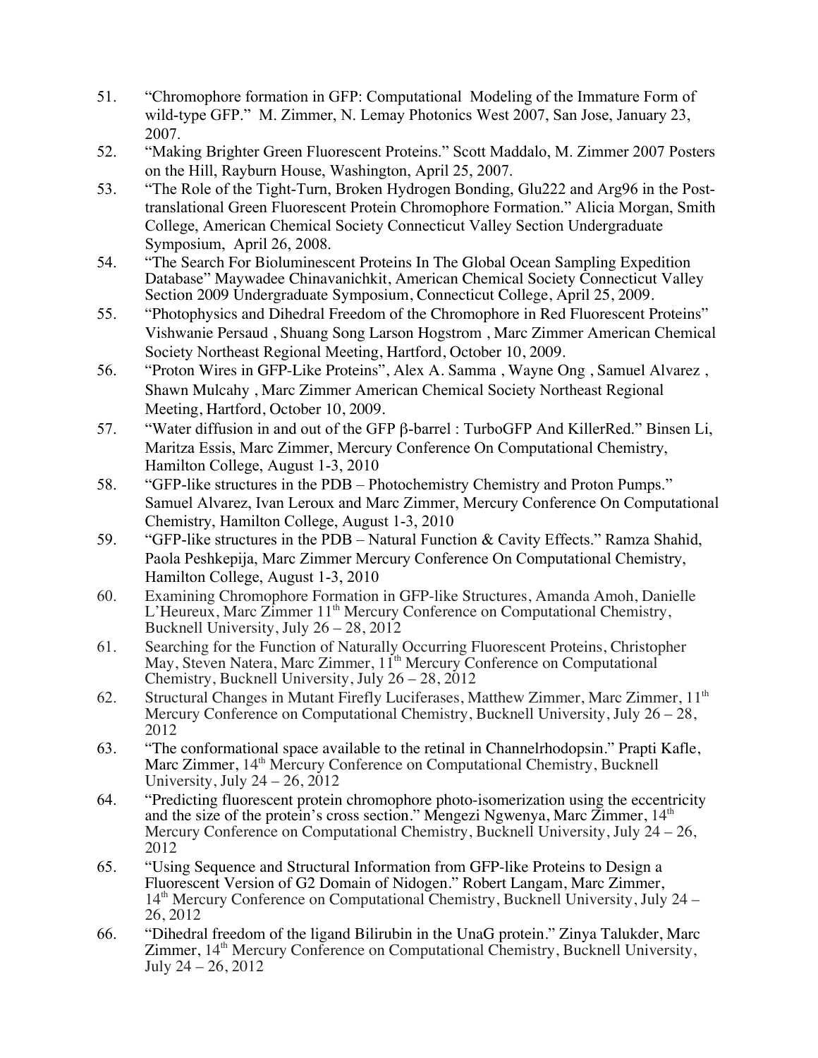51. "Chromophore formation in GFP: Computational  Modeling of the Immature Form of wild-type GFP."  M. Zimmer, N. Lemay Photonics West 2007, San Jose, January 23, 2007.
52. "Making Brighter Green Fluorescent Proteins." Scott Maddalo, M. Zimmer 2007 Posters on the Hill, Rayburn House, Washington, April 25, 2007.
53. "The Role of the Tight-Turn, Broken Hydrogen Bonding, Glu222 and Arg96 in the Post-translational Green Fluorescent Protein Chromophore Formation." Alicia Morgan, Smith College, American Chemical Society Connecticut Valley Section Undergraduate Symposium,  April 26, 2008.
54. "The Search For Bioluminescent Proteins In The Global Ocean Sampling Expedition Database" Maywadee Chinavanichkit, American Chemical Society Connecticut Valley Section 2009 Undergraduate Symposium, Connecticut College, April 25, 2009.
55. "Photophysics and Dihedral Freedom of the Chromophore in Red Fluorescent Proteins" Vishwanie Persaud , Shuang Song Larson Hogstrom , Marc Zimmer American Chemical Society Northeast Regional Meeting, Hartford, October 10, 2009.
56. "Proton Wires in GFP-Like Proteins", Alex A. Samma , Wayne Ong , Samuel Alvarez , Shawn Mulcahy , Marc Zimmer American Chemical Society Northeast Regional Meeting, Hartford, October 10, 2009.
57. "Water diffusion in and out of the GFP β-barrel : TurboGFP And KillerRed." Binsen Li, Maritza Essis, Marc Zimmer, Mercury Conference On Computational Chemistry, Hamilton College, August 1-3, 2010
58. "GFP-like structures in the PDB – Photochemistry Chemistry and Proton Pumps." Samuel Alvarez, Ivan Leroux and Marc Zimmer, Mercury Conference On Computational Chemistry, Hamilton College, August 1-3, 2010
59. "GFP-like structures in the PDB – Natural Function & Cavity Effects." Ramza Shahid, Paola Peshkepija, Marc Zimmer Mercury Conference On Computational Chemistry, Hamilton College, August 1-3, 2010
60. Examining Chromophore Formation in GFP-like Structures, Amanda Amoh, Danielle L'Heureux, Marc Zimmer 11th Mercury Conference on Computational Chemistry, Bucknell University, July 26 – 28, 2012
61. Searching for the Function of Naturally Occurring Fluorescent Proteins, Christopher May, Steven Natera, Marc Zimmer, 11th Mercury Conference on Computational Chemistry, Bucknell University, July 26 – 28, 2012
62. Structural Changes in Mutant Firefly Luciferases, Matthew Zimmer, Marc Zimmer, 11th Mercury Conference on Computational Chemistry, Bucknell University, July 26 – 28, 2012
63. "The conformational space available to the retinal in Channelrhodopsin." Prapti Kafle, Marc Zimmer, 14th Mercury Conference on Computational Chemistry, Bucknell University, July 24 – 26, 2012
64. "Predicting fluorescent protein chromophore photo-isomerization using the eccentricity and the size of the protein's cross section." Mengezi Ngwenya, Marc Zimmer, 14th Mercury Conference on Computational Chemistry, Bucknell University, July 24 – 26, 2012
65. "Using Sequence and Structural Information from GFP-like Proteins to Design a Fluorescent Version of G2 Domain of Nidogen." Robert Langam, Marc Zimmer, 14th Mercury Conference on Computational Chemistry, Bucknell University, July 24 – 26, 2012
66. "Dihedral freedom of the ligand Bilirubin in the UnaG protein." Zinya Talukder, Marc Zimmer, 14th Mercury Conference on Computational Chemistry, Bucknell University, July 24 – 26, 2012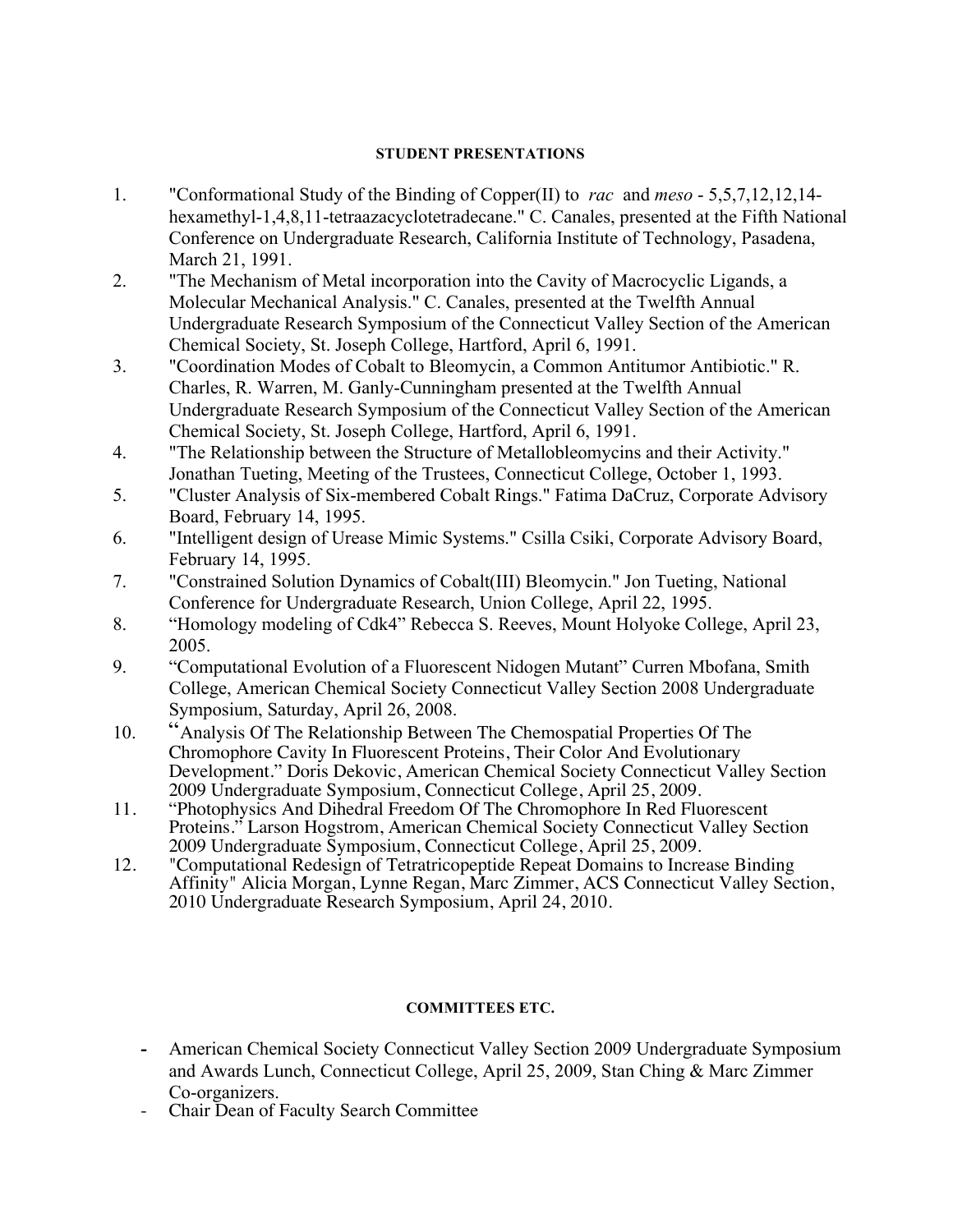## STUDENT PRESENTATIONS

1. "Conformational Study of the Binding of Copper(II) to *rac* and *meso* - 5,5,7,12,12,14-hexamethyl-1,4,8,11-tetraazacyclotetradecane." C. Canales, presented at the Fifth National Conference on Undergraduate Research, California Institute of Technology, Pasadena, March 21, 1991.
2. "The Mechanism of Metal incorporation into the Cavity of Macrocyclic Ligands, a Molecular Mechanical Analysis." C. Canales, presented at the Twelfth Annual Undergraduate Research Symposium of the Connecticut Valley Section of the American Chemical Society, St. Joseph College, Hartford, April 6, 1991.
3. "Coordination Modes of Cobalt to Bleomycin, a Common Antitumor Antibiotic." R. Charles, R. Warren, M. Ganly-Cunningham presented at the Twelfth Annual Undergraduate Research Symposium of the Connecticut Valley Section of the American Chemical Society, St. Joseph College, Hartford, April 6, 1991.
4. "The Relationship between the Structure of Metallobleomycins and their Activity." Jonathan Tueting, Meeting of the Trustees, Connecticut College, October 1, 1993.
5. "Cluster Analysis of Six-membered Cobalt Rings." Fatima DaCruz, Corporate Advisory Board, February 14, 1995.
6. "Intelligent design of Urease Mimic Systems." Csilla Csiki, Corporate Advisory Board, February 14, 1995.
7. "Constrained Solution Dynamics of Cobalt(III) Bleomycin." Jon Tueting, National Conference for Undergraduate Research, Union College, April 22, 1995.
8. "Homology modeling of Cdk4" Rebecca S. Reeves, Mount Holyoke College, April 23, 2005.
9. "Computational Evolution of a Fluorescent Nidogen Mutant" Curren Mbofana, Smith College, American Chemical Society Connecticut Valley Section 2008 Undergraduate Symposium, Saturday, April 26, 2008.
10. "Analysis Of The Relationship Between The Chemospatial Properties Of The Chromophore Cavity In Fluorescent Proteins, Their Color And Evolutionary Development." Doris Dekovic, American Chemical Society Connecticut Valley Section 2009 Undergraduate Symposium, Connecticut College, April 25, 2009.
11. "Photophysics And Dihedral Freedom Of The Chromophore In Red Fluorescent Proteins." Larson Hogstrom, American Chemical Society Connecticut Valley Section 2009 Undergraduate Symposium, Connecticut College, April 25, 2009.
12. "Computational Redesign of Tetratricopeptide Repeat Domains to Increase Binding Affinity" Alicia Morgan, Lynne Regan, Marc Zimmer, ACS Connecticut Valley Section, 2010 Undergraduate Research Symposium, April 24, 2010.

## COMMITTEES ETC.

- American Chemical Society Connecticut Valley Section 2009 Undergraduate Symposium and Awards Lunch, Connecticut College, April 25, 2009, Stan Ching & Marc Zimmer Co-organizers.
- Chair Dean of Faculty Search Committee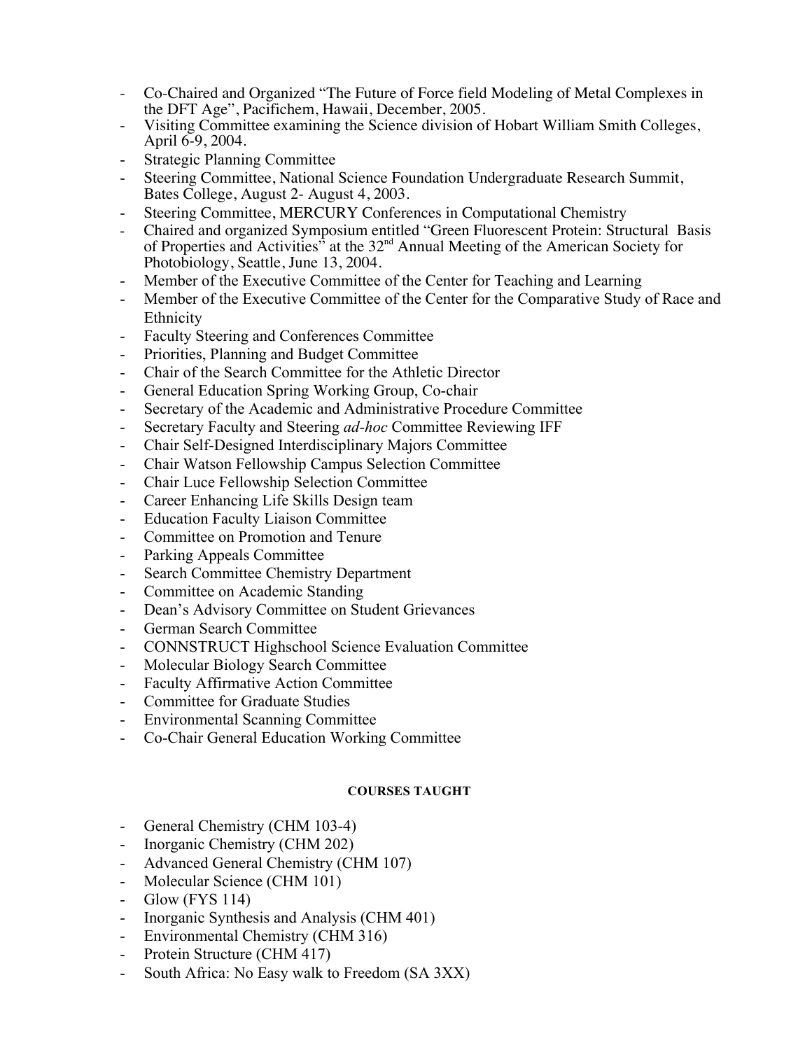- Co-Chaired and Organized "The Future of Force field Modeling of Metal Complexes in the DFT Age", Pacifichem, Hawaii, December, 2005.
- Visiting Committee examining the Science division of Hobart William Smith Colleges, April 6-9, 2004.
- Strategic Planning Committee
- Steering Committee, National Science Foundation Undergraduate Research Summit, Bates College, August 2- August 4, 2003.
- Steering Committee, MERCURY Conferences in Computational Chemistry
- Chaired and organized Symposium entitled "Green Fluorescent Protein: Structural Basis of Properties and Activities" at the 32nd Annual Meeting of the American Society for Photobiology, Seattle, June 13, 2004.
- Member of the Executive Committee of the Center for Teaching and Learning
- Member of the Executive Committee of the Center for the Comparative Study of Race and Ethnicity
- Faculty Steering and Conferences Committee
- Priorities, Planning and Budget Committee
- Chair of the Search Committee for the Athletic Director
- General Education Spring Working Group, Co-chair
- Secretary of the Academic and Administrative Procedure Committee
- Secretary Faculty and Steering *ad-hoc* Committee Reviewing IFF
- Chair Self-Designed Interdisciplinary Majors Committee
- Chair Watson Fellowship Campus Selection Committee
- Chair Luce Fellowship Selection Committee
- Career Enhancing Life Skills Design team
- Education Faculty Liaison Committee
- Committee on Promotion and Tenure
- Parking Appeals Committee
- Search Committee Chemistry Department
- Committee on Academic Standing
- Dean's Advisory Committee on Student Grievances
- German Search Committee
- CONNSTRUCT Highschool Science Evaluation Committee
- Molecular Biology Search Committee
- Faculty Affirmative Action Committee
- Committee for Graduate Studies
- Environmental Scanning Committee
- Co-Chair General Education Working Committee

## COURSES TAUGHT

- General Chemistry (CHM 103-4)
- Inorganic Chemistry (CHM 202)
- Advanced General Chemistry (CHM 107)
- Molecular Science (CHM 101)
- Glow (FYS 114)
- Inorganic Synthesis and Analysis (CHM 401)
- Environmental Chemistry (CHM 316)
- Protein Structure (CHM 417)
- South Africa: No Easy walk to Freedom (SA 3XX)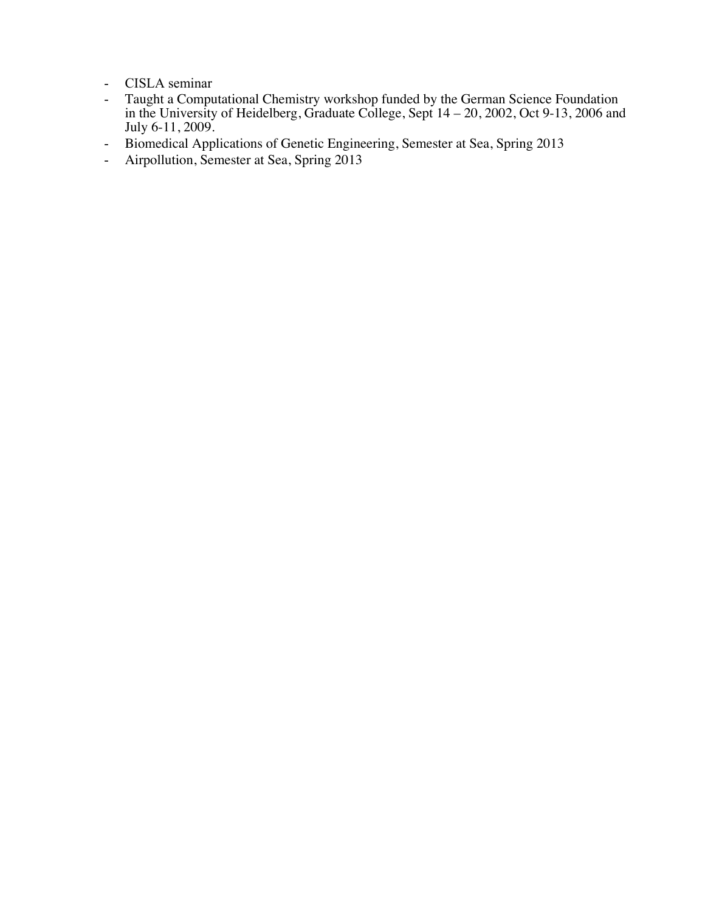- CISLA seminar
- Taught a Computational Chemistry workshop funded by the German Science Foundation in the University of Heidelberg, Graduate College, Sept 14 – 20, 2002, Oct 9-13, 2006 and July 6-11, 2009.
- Biomedical Applications of Genetic Engineering, Semester at Sea, Spring 2013
- Airpollution, Semester at Sea, Spring 2013